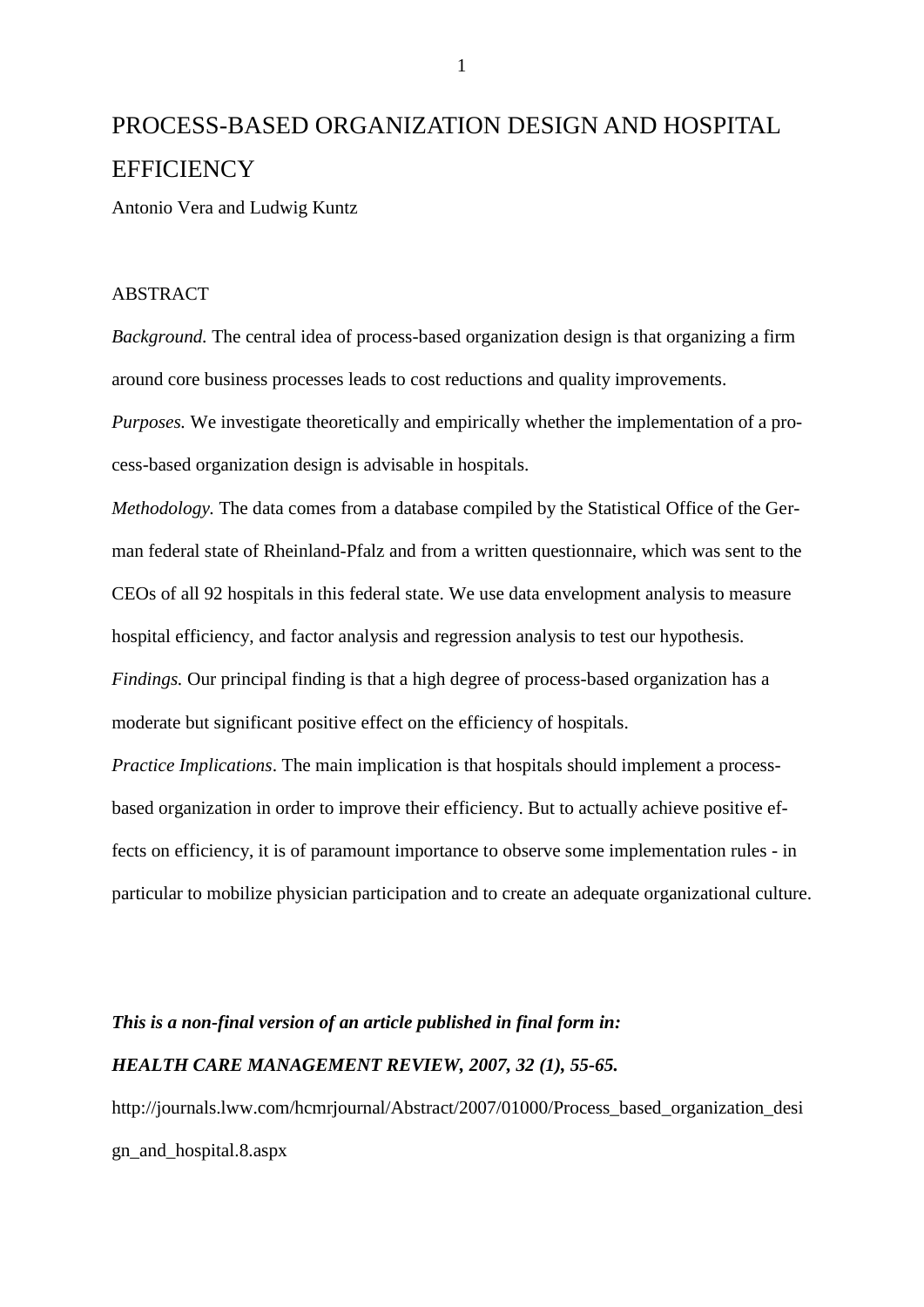# PROCESS-BASED ORGANIZATION DESIGN AND HOSPITAL EFFICIENCY

Antonio Vera and Ludwig Kuntz

## ABSTRACT

*Background.* The central idea of process-based organization design is that organizing a firm around core business processes leads to cost reductions and quality improvements.

*Purposes.* We investigate theoretically and empirically whether the implementation of a process-based organization design is advisable in hospitals.

*Methodology.* The data comes from a database compiled by the Statistical Office of the German federal state of Rheinland-Pfalz and from a written questionnaire, which was sent to the CEOs of all 92 hospitals in this federal state. We use data envelopment analysis to measure hospital efficiency, and factor analysis and regression analysis to test our hypothesis.

*Findings.* Our principal finding is that a high degree of process-based organization has a moderate but significant positive effect on the efficiency of hospitals.

*Practice Implications*. The main implication is that hospitals should implement a process-based organization in order to improve their efficiency. But to actually achieve positive effects on efficiency, it is of paramount importance to observe some implementation rules - in particular to mobilize physician participation and to create an adequate organizational culture.

***This is a non-final version of an article published in final form in:***

***HEALTH CARE MANAGEMENT REVIEW, 2007, 32 (1), 55-65.***

http://journals.lww.com/hcmrjournal/Abstract/2007/01000/Process_based_organization_design_and_hospital.8.aspx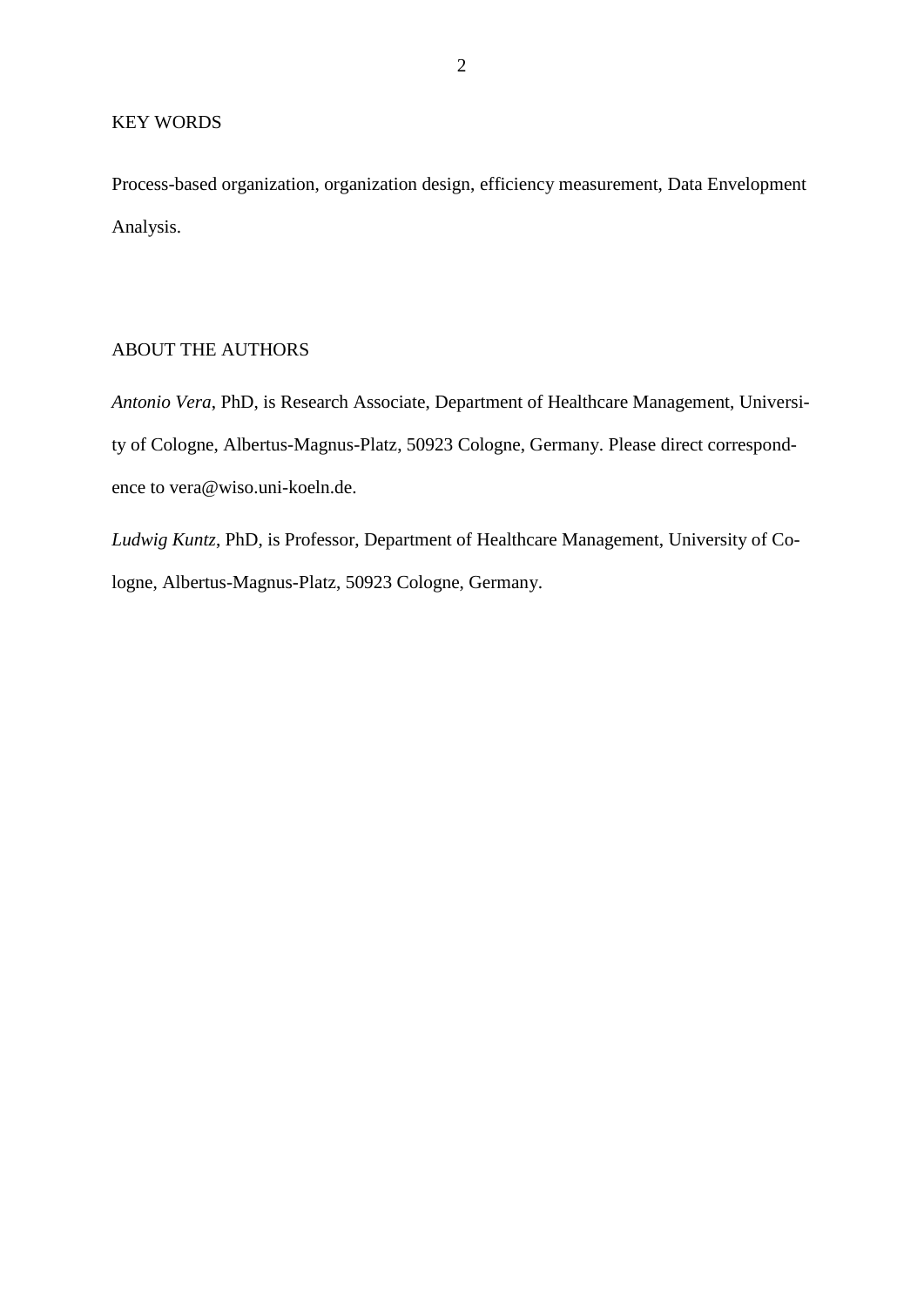## KEY WORDS

Process-based organization, organization design, efficiency measurement, Data Envelopment Analysis.

## ABOUT THE AUTHORS

*Antonio Vera*, PhD, is Research Associate, Department of Healthcare Management, University of Cologne, Albertus-Magnus-Platz, 50923 Cologne, Germany. Please direct correspondence to vera@wiso.uni-koeln.de.

*Ludwig Kuntz*, PhD, is Professor, Department of Healthcare Management, University of Cologne, Albertus-Magnus-Platz, 50923 Cologne, Germany.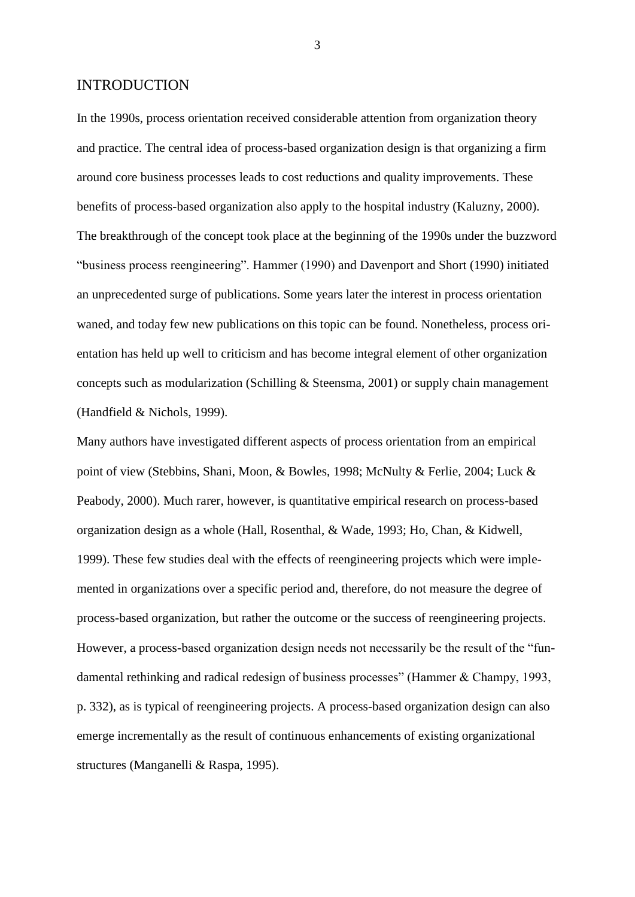## INTRODUCTION

In the 1990s, process orientation received considerable attention from organization theory and practice. The central idea of process-based organization design is that organizing a firm around core business processes leads to cost reductions and quality improvements. These benefits of process-based organization also apply to the hospital industry (Kaluzny, 2000). The breakthrough of the concept took place at the beginning of the 1990s under the buzzword "business process reengineering". Hammer (1990) and Davenport and Short (1990) initiated an unprecedented surge of publications. Some years later the interest in process orientation waned, and today few new publications on this topic can be found. Nonetheless, process orientation has held up well to criticism and has become integral element of other organization concepts such as modularization (Schilling & Steensma, 2001) or supply chain management (Handfield & Nichols, 1999).

Many authors have investigated different aspects of process orientation from an empirical point of view (Stebbins, Shani, Moon, & Bowles, 1998; McNulty & Ferlie, 2004; Luck & Peabody, 2000). Much rarer, however, is quantitative empirical research on process-based organization design as a whole (Hall, Rosenthal, & Wade, 1993; Ho, Chan, & Kidwell, 1999). These few studies deal with the effects of reengineering projects which were implemented in organizations over a specific period and, therefore, do not measure the degree of process-based organization, but rather the outcome or the success of reengineering projects. However, a process-based organization design needs not necessarily be the result of the "fundamental rethinking and radical redesign of business processes" (Hammer & Champy, 1993, p. 332), as is typical of reengineering projects. A process-based organization design can also emerge incrementally as the result of continuous enhancements of existing organizational structures (Manganelli & Raspa, 1995).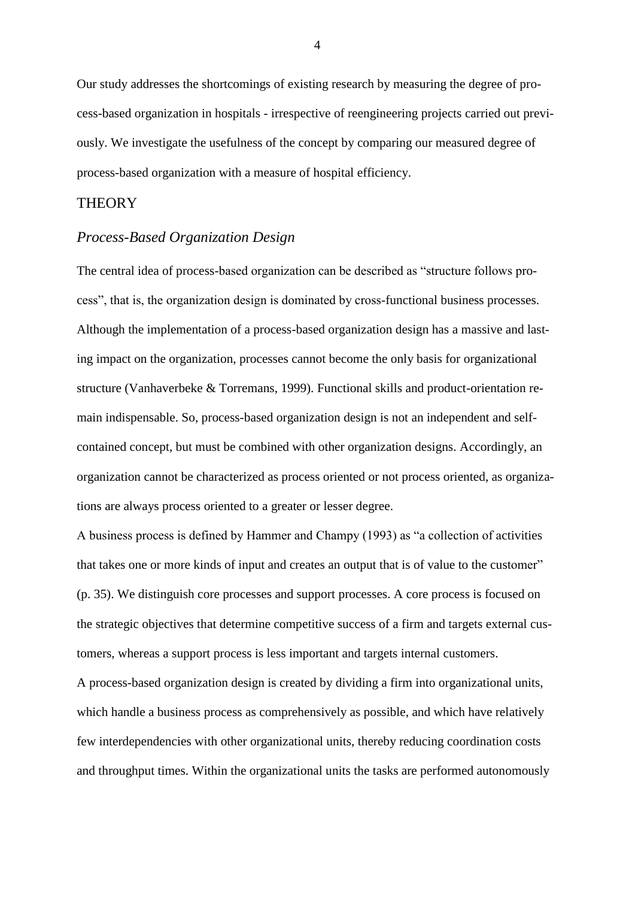Our study addresses the shortcomings of existing research by measuring the degree of process-based organization in hospitals - irrespective of reengineering projects carried out previously. We investigate the usefulness of the concept by comparing our measured degree of process-based organization with a measure of hospital efficiency.

## THEORY

### *Process-Based Organization Design*

The central idea of process-based organization can be described as "structure follows process", that is, the organization design is dominated by cross-functional business processes. Although the implementation of a process-based organization design has a massive and lasting impact on the organization, processes cannot become the only basis for organizational structure (Vanhaverbeke & Torremans, 1999). Functional skills and product-orientation remain indispensable. So, process-based organization design is not an independent and self-contained concept, but must be combined with other organization designs. Accordingly, an organization cannot be characterized as process oriented or not process oriented, as organizations are always process oriented to a greater or lesser degree.

A business process is defined by Hammer and Champy (1993) as "a collection of activities that takes one or more kinds of input and creates an output that is of value to the customer" (p. 35). We distinguish core processes and support processes. A core process is focused on the strategic objectives that determine competitive success of a firm and targets external customers, whereas a support process is less important and targets internal customers.

A process-based organization design is created by dividing a firm into organizational units, which handle a business process as comprehensively as possible, and which have relatively few interdependencies with other organizational units, thereby reducing coordination costs and throughput times. Within the organizational units the tasks are performed autonomously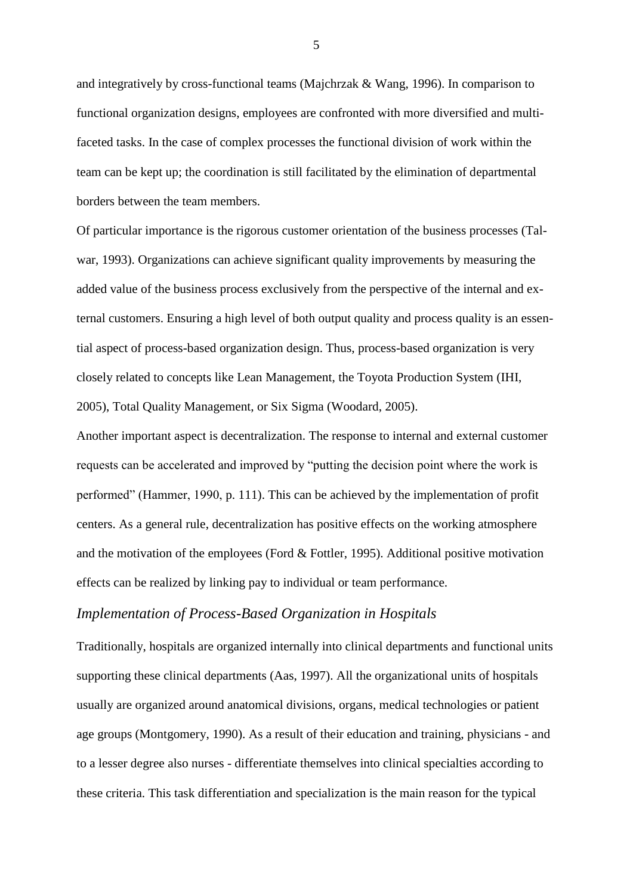and integratively by cross-functional teams (Majchrzak & Wang, 1996). In comparison to functional organization designs, employees are confronted with more diversified and multi-faceted tasks. In the case of complex processes the functional division of work within the team can be kept up; the coordination is still facilitated by the elimination of departmental borders between the team members.

Of particular importance is the rigorous customer orientation of the business processes (Talwar, 1993). Organizations can achieve significant quality improvements by measuring the added value of the business process exclusively from the perspective of the internal and external customers. Ensuring a high level of both output quality and process quality is an essential aspect of process-based organization design. Thus, process-based organization is very closely related to concepts like Lean Management, the Toyota Production System (IHI, 2005), Total Quality Management, or Six Sigma (Woodard, 2005).

Another important aspect is decentralization. The response to internal and external customer requests can be accelerated and improved by "putting the decision point where the work is performed" (Hammer, 1990, p. 111). This can be achieved by the implementation of profit centers. As a general rule, decentralization has positive effects on the working atmosphere and the motivation of the employees (Ford & Fottler, 1995). Additional positive motivation effects can be realized by linking pay to individual or team performance.

### *Implementation of Process-Based Organization in Hospitals*

Traditionally, hospitals are organized internally into clinical departments and functional units supporting these clinical departments (Aas, 1997). All the organizational units of hospitals usually are organized around anatomical divisions, organs, medical technologies or patient age groups (Montgomery, 1990). As a result of their education and training, physicians - and to a lesser degree also nurses - differentiate themselves into clinical specialties according to these criteria. This task differentiation and specialization is the main reason for the typical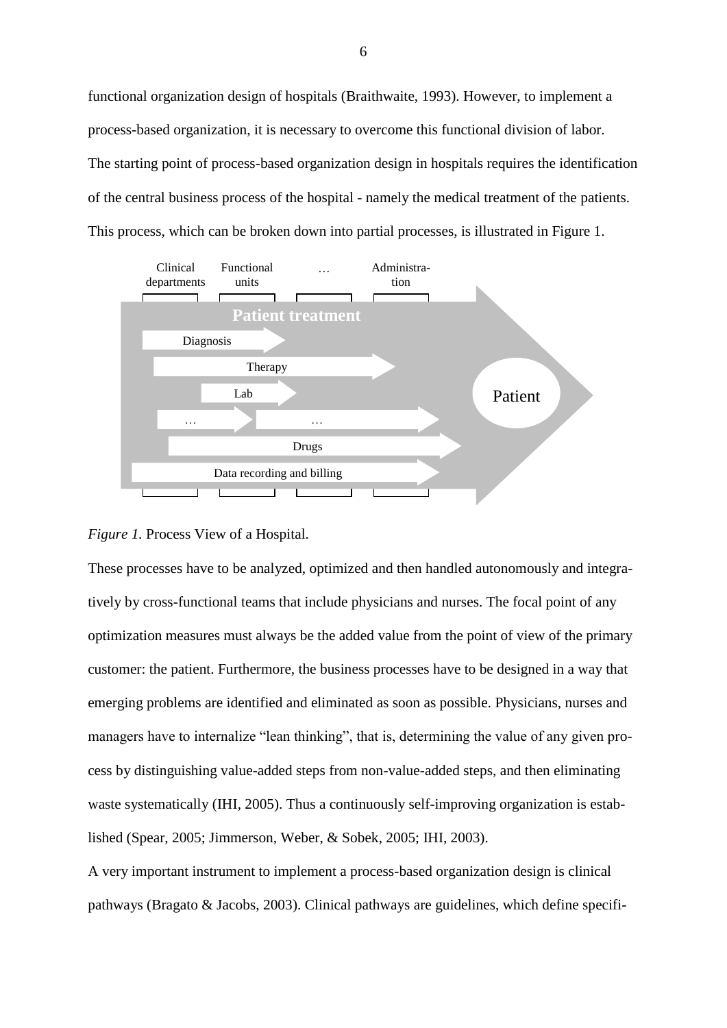functional organization design of hospitals (Braithwaite, 1993). However, to implement a process-based organization, it is necessary to overcome this functional division of labor. The starting point of process-based organization design in hospitals requires the identification of the central business process of the hospital - namely the medical treatment of the patients. This process, which can be broken down into partial processes, is illustrated in Figure 1.

*Figure 1.* Process View of a Hospital.

These processes have to be analyzed, optimized and then handled autonomously and integratively by cross-functional teams that include physicians and nurses. The focal point of any optimization measures must always be the added value from the point of view of the primary customer: the patient. Furthermore, the business processes have to be designed in a way that emerging problems are identified and eliminated as soon as possible. Physicians, nurses and managers have to internalize "lean thinking", that is, determining the value of any given process by distinguishing value-added steps from non-value-added steps, and then eliminating waste systematically (IHI, 2005). Thus a continuously self-improving organization is established (Spear, 2005; Jimmerson, Weber, & Sobek, 2005; IHI, 2003).

A very important instrument to implement a process-based organization design is clinical pathways (Bragato & Jacobs, 2003). Clinical pathways are guidelines, which define specifi-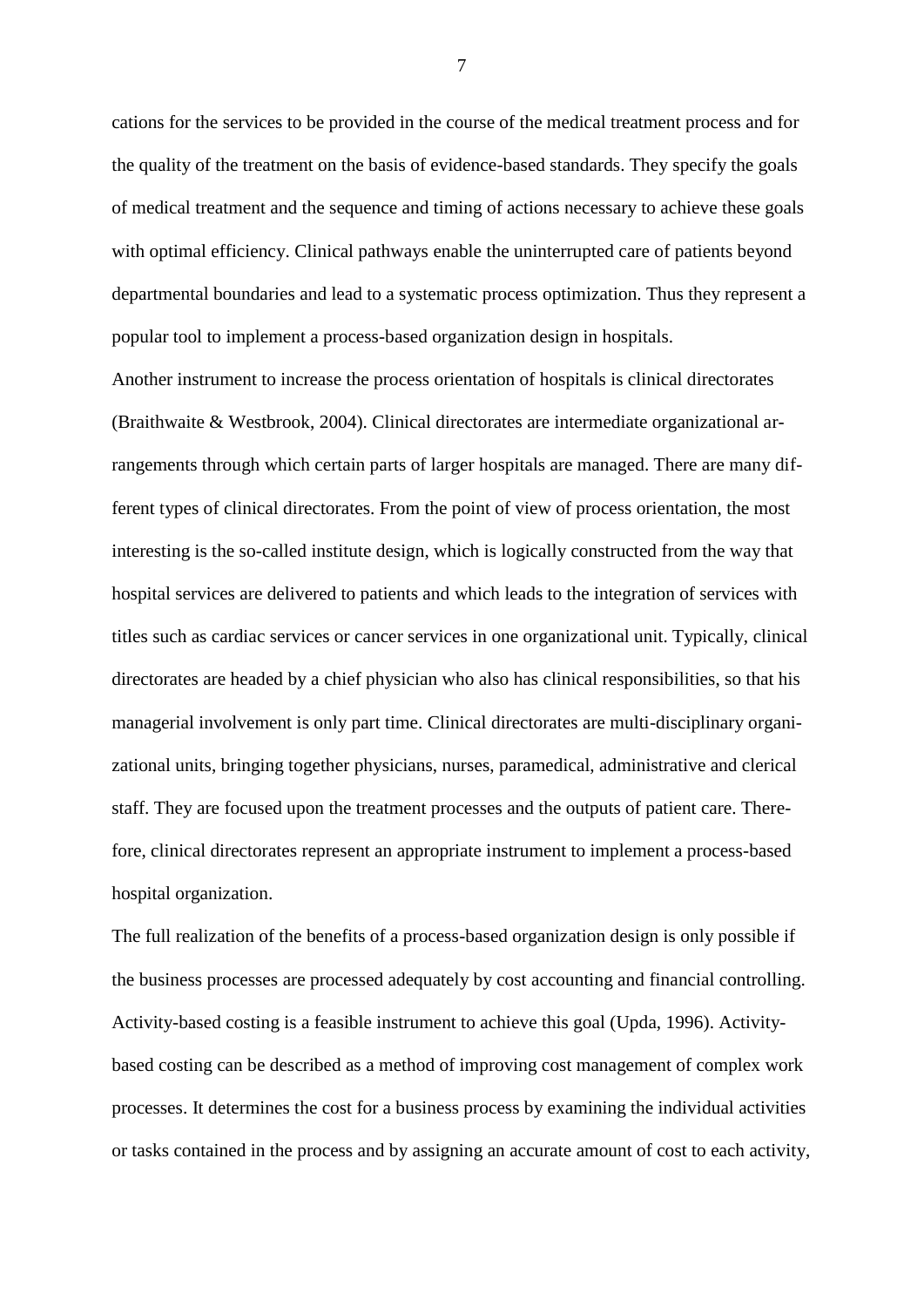cations for the services to be provided in the course of the medical treatment process and for the quality of the treatment on the basis of evidence-based standards. They specify the goals of medical treatment and the sequence and timing of actions necessary to achieve these goals with optimal efficiency. Clinical pathways enable the uninterrupted care of patients beyond departmental boundaries and lead to a systematic process optimization. Thus they represent a popular tool to implement a process-based organization design in hospitals.

Another instrument to increase the process orientation of hospitals is clinical directorates (Braithwaite & Westbrook, 2004). Clinical directorates are intermediate organizational arrangements through which certain parts of larger hospitals are managed. There are many different types of clinical directorates. From the point of view of process orientation, the most interesting is the so-called institute design, which is logically constructed from the way that hospital services are delivered to patients and which leads to the integration of services with titles such as cardiac services or cancer services in one organizational unit. Typically, clinical directorates are headed by a chief physician who also has clinical responsibilities, so that his managerial involvement is only part time. Clinical directorates are multi-disciplinary organizational units, bringing together physicians, nurses, paramedical, administrative and clerical staff. They are focused upon the treatment processes and the outputs of patient care. Therefore, clinical directorates represent an appropriate instrument to implement a process-based hospital organization.

The full realization of the benefits of a process-based organization design is only possible if the business processes are processed adequately by cost accounting and financial controlling. Activity-based costing is a feasible instrument to achieve this goal (Upda, 1996). Activity-based costing can be described as a method of improving cost management of complex work processes. It determines the cost for a business process by examining the individual activities or tasks contained in the process and by assigning an accurate amount of cost to each activity,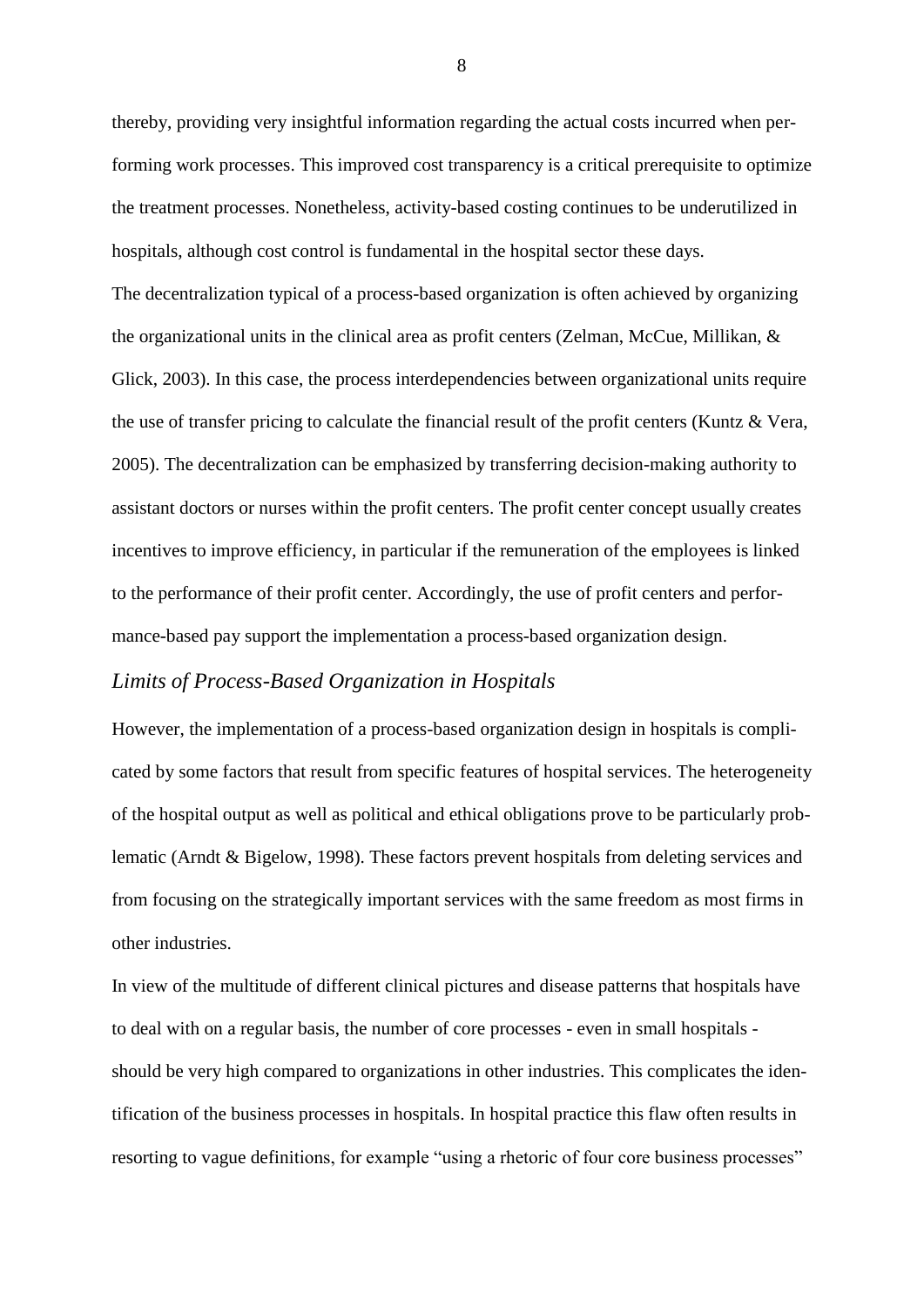thereby, providing very insightful information regarding the actual costs incurred when performing work processes. This improved cost transparency is a critical prerequisite to optimize the treatment processes. Nonetheless, activity-based costing continues to be underutilized in hospitals, although cost control is fundamental in the hospital sector these days.

The decentralization typical of a process-based organization is often achieved by organizing the organizational units in the clinical area as profit centers (Zelman, McCue, Millikan, & Glick, 2003). In this case, the process interdependencies between organizational units require the use of transfer pricing to calculate the financial result of the profit centers (Kuntz & Vera, 2005). The decentralization can be emphasized by transferring decision-making authority to assistant doctors or nurses within the profit centers. The profit center concept usually creates incentives to improve efficiency, in particular if the remuneration of the employees is linked to the performance of their profit center. Accordingly, the use of profit centers and performance-based pay support the implementation a process-based organization design.

### *Limits of Process-Based Organization in Hospitals*

However, the implementation of a process-based organization design in hospitals is complicated by some factors that result from specific features of hospital services. The heterogeneity of the hospital output as well as political and ethical obligations prove to be particularly problematic (Arndt & Bigelow, 1998). These factors prevent hospitals from deleting services and from focusing on the strategically important services with the same freedom as most firms in other industries.

In view of the multitude of different clinical pictures and disease patterns that hospitals have to deal with on a regular basis, the number of core processes - even in small hospitals - should be very high compared to organizations in other industries. This complicates the identification of the business processes in hospitals. In hospital practice this flaw often results in resorting to vague definitions, for example "using a rhetoric of four core business processes"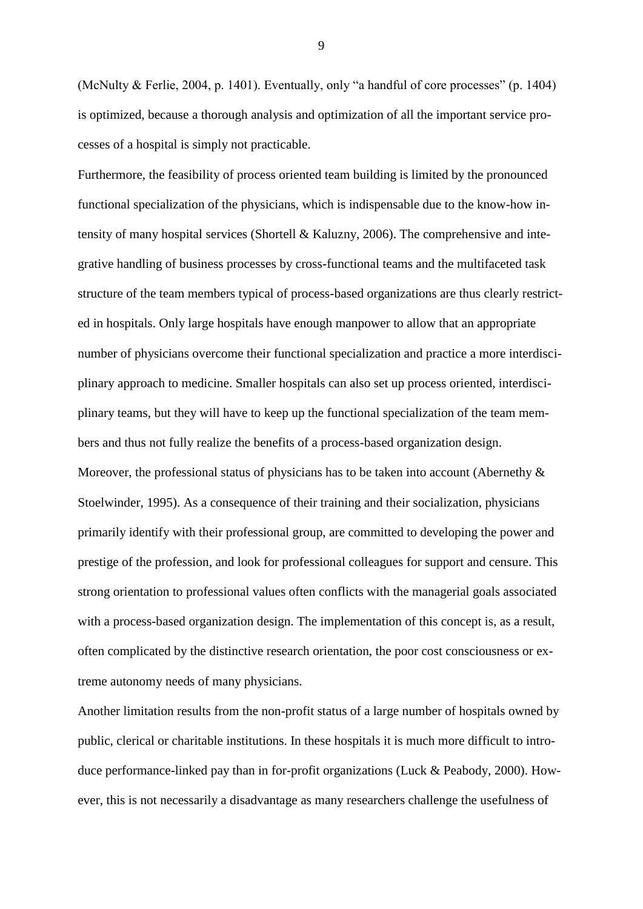(McNulty & Ferlie, 2004, p. 1401). Eventually, only "a handful of core processes" (p. 1404) is optimized, because a thorough analysis and optimization of all the important service processes of a hospital is simply not practicable.

Furthermore, the feasibility of process oriented team building is limited by the pronounced functional specialization of the physicians, which is indispensable due to the know-how intensity of many hospital services (Shortell & Kaluzny, 2006). The comprehensive and integrative handling of business processes by cross-functional teams and the multifaceted task structure of the team members typical of process-based organizations are thus clearly restricted in hospitals. Only large hospitals have enough manpower to allow that an appropriate number of physicians overcome their functional specialization and practice a more interdisciplinary approach to medicine. Smaller hospitals can also set up process oriented, interdisciplinary teams, but they will have to keep up the functional specialization of the team members and thus not fully realize the benefits of a process-based organization design.

Moreover, the professional status of physicians has to be taken into account (Abernethy & Stoelwinder, 1995). As a consequence of their training and their socialization, physicians primarily identify with their professional group, are committed to developing the power and prestige of the profession, and look for professional colleagues for support and censure. This strong orientation to professional values often conflicts with the managerial goals associated with a process-based organization design. The implementation of this concept is, as a result, often complicated by the distinctive research orientation, the poor cost consciousness or extreme autonomy needs of many physicians.

Another limitation results from the non-profit status of a large number of hospitals owned by public, clerical or charitable institutions. In these hospitals it is much more difficult to introduce performance-linked pay than in for-profit organizations (Luck & Peabody, 2000). However, this is not necessarily a disadvantage as many researchers challenge the usefulness of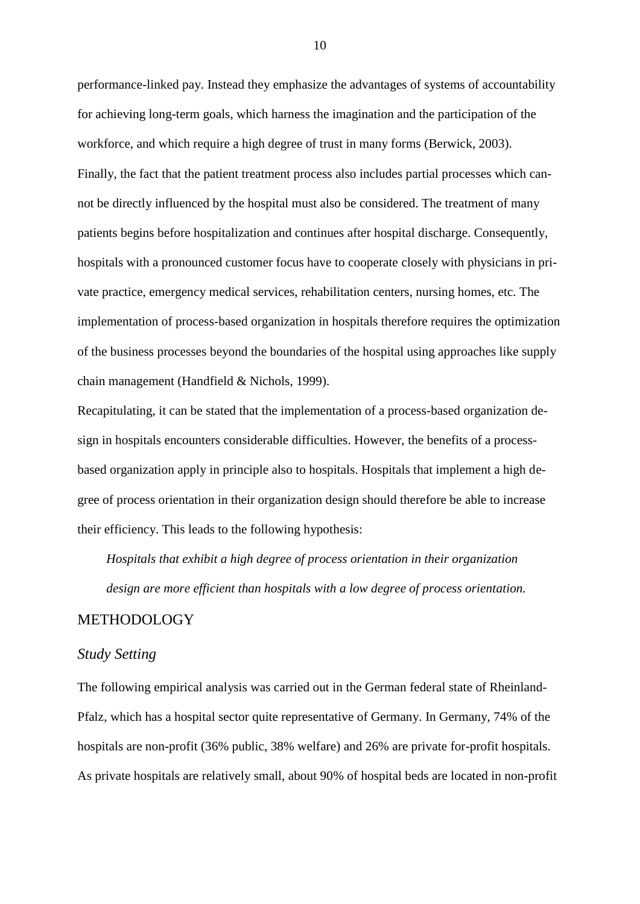performance-linked pay. Instead they emphasize the advantages of systems of accountability for achieving long-term goals, which harness the imagination and the participation of the workforce, and which require a high degree of trust in many forms (Berwick, 2003).

Finally, the fact that the patient treatment process also includes partial processes which cannot be directly influenced by the hospital must also be considered. The treatment of many patients begins before hospitalization and continues after hospital discharge. Consequently, hospitals with a pronounced customer focus have to cooperate closely with physicians in private practice, emergency medical services, rehabilitation centers, nursing homes, etc. The implementation of process-based organization in hospitals therefore requires the optimization of the business processes beyond the boundaries of the hospital using approaches like supply chain management (Handfield & Nichols, 1999).

Recapitulating, it can be stated that the implementation of a process-based organization design in hospitals encounters considerable difficulties. However, the benefits of a process-based organization apply in principle also to hospitals. Hospitals that implement a high degree of process orientation in their organization design should therefore be able to increase their efficiency. This leads to the following hypothesis:

> *Hospitals that exhibit a high degree of process orientation in their organization design are more efficient than hospitals with a low degree of process orientation.*

## METHODOLOGY

### *Study Setting*

The following empirical analysis was carried out in the German federal state of Rheinland-Pfalz, which has a hospital sector quite representative of Germany. In Germany, 74% of the hospitals are non-profit (36% public, 38% welfare) and 26% are private for-profit hospitals. As private hospitals are relatively small, about 90% of hospital beds are located in non-profit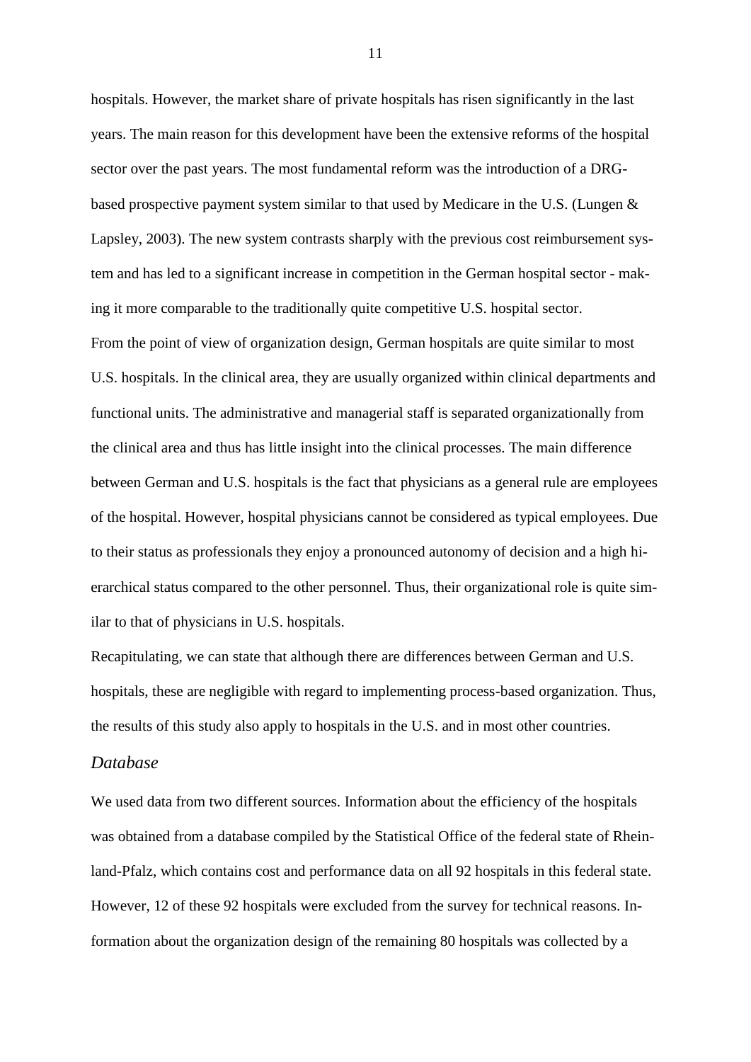hospitals. However, the market share of private hospitals has risen significantly in the last years. The main reason for this development have been the extensive reforms of the hospital sector over the past years. The most fundamental reform was the introduction of a DRG-based prospective payment system similar to that used by Medicare in the U.S. (Lungen & Lapsley, 2003). The new system contrasts sharply with the previous cost reimbursement system and has led to a significant increase in competition in the German hospital sector - making it more comparable to the traditionally quite competitive U.S. hospital sector.

From the point of view of organization design, German hospitals are quite similar to most U.S. hospitals. In the clinical area, they are usually organized within clinical departments and functional units. The administrative and managerial staff is separated organizationally from the clinical area and thus has little insight into the clinical processes. The main difference between German and U.S. hospitals is the fact that physicians as a general rule are employees of the hospital. However, hospital physicians cannot be considered as typical employees. Due to their status as professionals they enjoy a pronounced autonomy of decision and a high hierarchical status compared to the other personnel. Thus, their organizational role is quite similar to that of physicians in U.S. hospitals.

Recapitulating, we can state that although there are differences between German and U.S. hospitals, these are negligible with regard to implementing process-based organization. Thus, the results of this study also apply to hospitals in the U.S. and in most other countries.

### *Database*

We used data from two different sources. Information about the efficiency of the hospitals was obtained from a database compiled by the Statistical Office of the federal state of Rheinland-Pfalz, which contains cost and performance data on all 92 hospitals in this federal state. However, 12 of these 92 hospitals were excluded from the survey for technical reasons. Information about the organization design of the remaining 80 hospitals was collected by a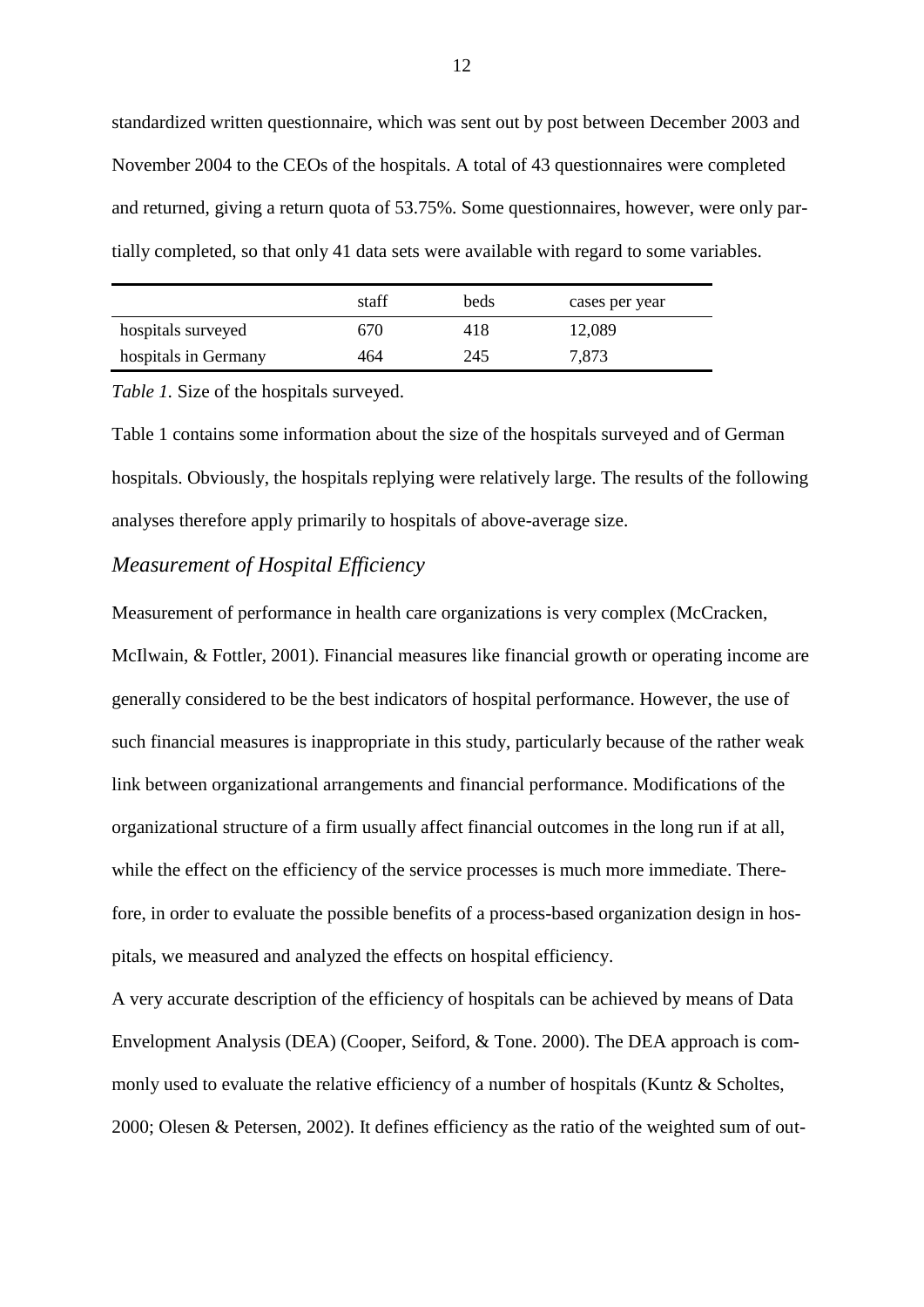standardized written questionnaire, which was sent out by post between December 2003 and November 2004 to the CEOs of the hospitals. A total of 43 questionnaires were completed and returned, giving a return quota of 53.75%. Some questionnaires, however, were only partially completed, so that only 41 data sets were available with regard to some variables.

| | staff | beds | cases per year |
|---|---|---|---|
| hospitals surveyed | 670 | 418 | 12,089 |
| hospitals in Germany | 464 | 245 | 7,873 |

*Table 1.* Size of the hospitals surveyed.

Table 1 contains some information about the size of the hospitals surveyed and of German hospitals. Obviously, the hospitals replying were relatively large. The results of the following analyses therefore apply primarily to hospitals of above-average size.

### *Measurement of Hospital Efficiency*

Measurement of performance in health care organizations is very complex (McCracken, McIlwain, & Fottler, 2001). Financial measures like financial growth or operating income are generally considered to be the best indicators of hospital performance. However, the use of such financial measures is inappropriate in this study, particularly because of the rather weak link between organizational arrangements and financial performance. Modifications of the organizational structure of a firm usually affect financial outcomes in the long run if at all, while the effect on the efficiency of the service processes is much more immediate. Therefore, in order to evaluate the possible benefits of a process-based organization design in hospitals, we measured and analyzed the effects on hospital efficiency.

A very accurate description of the efficiency of hospitals can be achieved by means of Data Envelopment Analysis (DEA) (Cooper, Seiford, & Tone. 2000). The DEA approach is commonly used to evaluate the relative efficiency of a number of hospitals (Kuntz & Scholtes, 2000; Olesen & Petersen, 2002). It defines efficiency as the ratio of the weighted sum of out-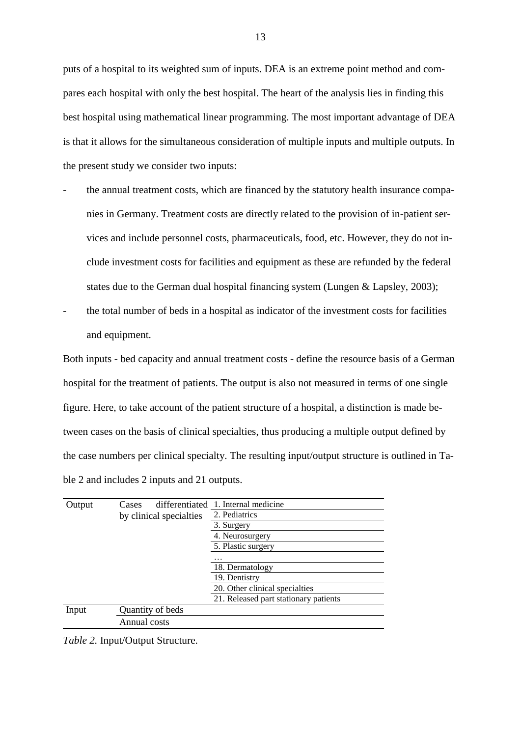puts of a hospital to its weighted sum of inputs. DEA is an extreme point method and compares each hospital with only the best hospital. The heart of the analysis lies in finding this best hospital using mathematical linear programming. The most important advantage of DEA is that it allows for the simultaneous consideration of multiple inputs and multiple outputs. In the present study we consider two inputs:

- the annual treatment costs, which are financed by the statutory health insurance companies in Germany. Treatment costs are directly related to the provision of in-patient services and include personnel costs, pharmaceuticals, food, etc. However, they do not include investment costs for facilities and equipment as these are refunded by the federal states due to the German dual hospital financing system (Lungen & Lapsley, 2003);
- the total number of beds in a hospital as indicator of the investment costs for facilities and equipment.

Both inputs - bed capacity and annual treatment costs - define the resource basis of a German hospital for the treatment of patients. The output is also not measured in terms of one single figure. Here, to take account of the patient structure of a hospital, a distinction is made between cases on the basis of clinical specialties, thus producing a multiple output defined by the case numbers per clinical specialty. The resulting input/output structure is outlined in Table 2 and includes 2 inputs and 21 outputs.

| | | |
|---|---|---|
| Output | Cases differentiated by clinical specialties | 1. Internal medicine |
| | | 2. Pediatrics |
| | | 3. Surgery |
| | | 4. Neurosurgery |
| | | 5. Plastic surgery |
| | | … |
| | | 18. Dermatology |
| | | 19. Dentistry |
| | | 20. Other clinical specialties |
| | | 21. Released part stationary patients |
| Input | Quantity of beds | |
| | Annual costs | |

*Table 2.* Input/Output Structure.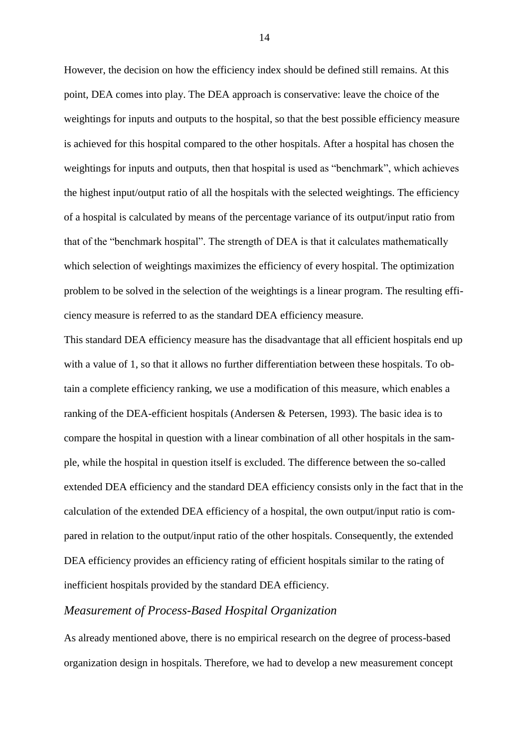However, the decision on how the efficiency index should be defined still remains. At this point, DEA comes into play. The DEA approach is conservative: leave the choice of the weightings for inputs and outputs to the hospital, so that the best possible efficiency measure is achieved for this hospital compared to the other hospitals. After a hospital has chosen the weightings for inputs and outputs, then that hospital is used as "benchmark", which achieves the highest input/output ratio of all the hospitals with the selected weightings. The efficiency of a hospital is calculated by means of the percentage variance of its output/input ratio from that of the "benchmark hospital". The strength of DEA is that it calculates mathematically which selection of weightings maximizes the efficiency of every hospital. The optimization problem to be solved in the selection of the weightings is a linear program. The resulting efficiency measure is referred to as the standard DEA efficiency measure.

This standard DEA efficiency measure has the disadvantage that all efficient hospitals end up with a value of 1, so that it allows no further differentiation between these hospitals. To obtain a complete efficiency ranking, we use a modification of this measure, which enables a ranking of the DEA-efficient hospitals (Andersen & Petersen, 1993). The basic idea is to compare the hospital in question with a linear combination of all other hospitals in the sample, while the hospital in question itself is excluded. The difference between the so-called extended DEA efficiency and the standard DEA efficiency consists only in the fact that in the calculation of the extended DEA efficiency of a hospital, the own output/input ratio is compared in relation to the output/input ratio of the other hospitals. Consequently, the extended DEA efficiency provides an efficiency rating of efficient hospitals similar to the rating of inefficient hospitals provided by the standard DEA efficiency.

### *Measurement of Process-Based Hospital Organization*

As already mentioned above, there is no empirical research on the degree of process-based organization design in hospitals. Therefore, we had to develop a new measurement concept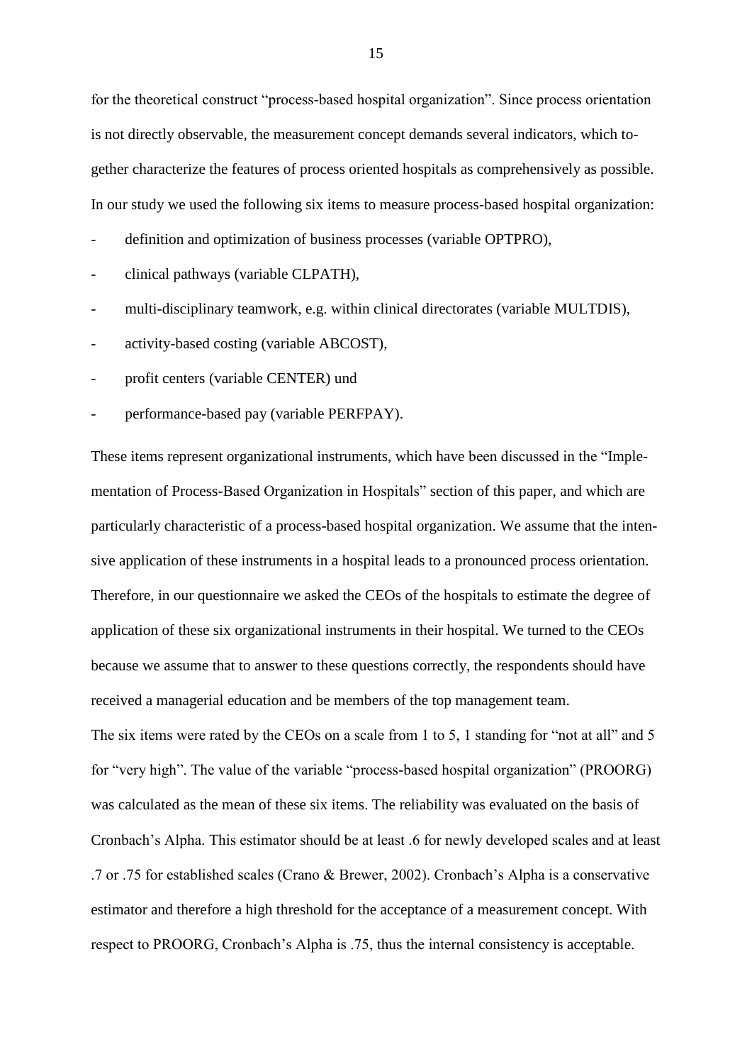for the theoretical construct "process-based hospital organization". Since process orientation is not directly observable, the measurement concept demands several indicators, which together characterize the features of process oriented hospitals as comprehensively as possible. In our study we used the following six items to measure process-based hospital organization:

- definition and optimization of business processes (variable OPTPRO),
- clinical pathways (variable CLPATH),
- multi-disciplinary teamwork, e.g. within clinical directorates (variable MULTDIS),
- activity-based costing (variable ABCOST),
- profit centers (variable CENTER) und
- performance-based pay (variable PERFPAY).

These items represent organizational instruments, which have been discussed in the "Implementation of Process-Based Organization in Hospitals" section of this paper, and which are particularly characteristic of a process-based hospital organization. We assume that the intensive application of these instruments in a hospital leads to a pronounced process orientation. Therefore, in our questionnaire we asked the CEOs of the hospitals to estimate the degree of application of these six organizational instruments in their hospital. We turned to the CEOs because we assume that to answer to these questions correctly, the respondents should have received a managerial education and be members of the top management team.

The six items were rated by the CEOs on a scale from 1 to 5, 1 standing for "not at all" and 5 for "very high". The value of the variable "process-based hospital organization" (PROORG) was calculated as the mean of these six items. The reliability was evaluated on the basis of Cronbach's Alpha. This estimator should be at least .6 for newly developed scales and at least .7 or .75 for established scales (Crano & Brewer, 2002). Cronbach's Alpha is a conservative estimator and therefore a high threshold for the acceptance of a measurement concept. With respect to PROORG, Cronbach's Alpha is .75, thus the internal consistency is acceptable.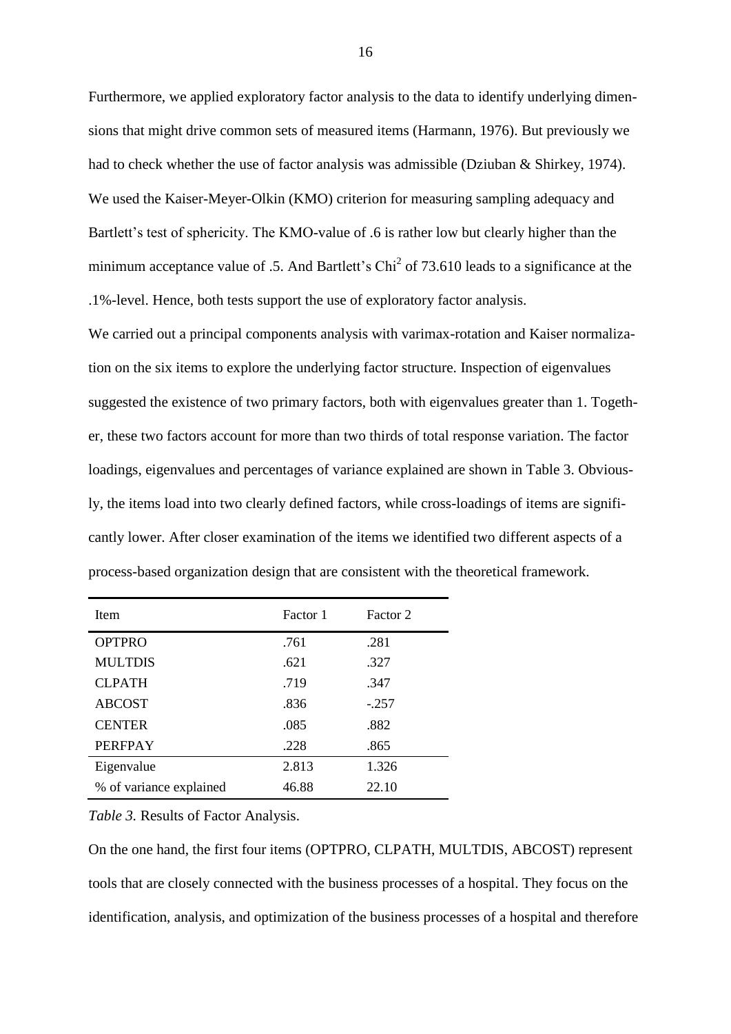Furthermore, we applied exploratory factor analysis to the data to identify underlying dimensions that might drive common sets of measured items (Harmann, 1976). But previously we had to check whether the use of factor analysis was admissible (Dziuban & Shirkey, 1974). We used the Kaiser-Meyer-Olkin (KMO) criterion for measuring sampling adequacy and Bartlett's test of sphericity. The KMO-value of .6 is rather low but clearly higher than the minimum acceptance value of .5. And Bartlett's $Chi^2$ of 73.610 leads to a significance at the .1%-level. Hence, both tests support the use of exploratory factor analysis.

We carried out a principal components analysis with varimax-rotation and Kaiser normalization on the six items to explore the underlying factor structure. Inspection of eigenvalues suggested the existence of two primary factors, both with eigenvalues greater than 1. Together, these two factors account for more than two thirds of total response variation. The factor loadings, eigenvalues and percentages of variance explained are shown in Table 3. Obviously, the items load into two clearly defined factors, while cross-loadings of items are significantly lower. After closer examination of the items we identified two different aspects of a process-based organization design that are consistent with the theoretical framework.

| Item | Factor 1 | Factor 2 |
|---|---|---|
| OPTPRO | .761 | .281 |
| MULTDIS | .621 | .327 |
| CLPATH | .719 | .347 |
| ABCOST | .836 | -.257 |
| CENTER | .085 | .882 |
| PERFPAY | .228 | .865 |
| Eigenvalue | 2.813 | 1.326 |
| % of variance explained | 46.88 | 22.10 |

*Table 3.* Results of Factor Analysis.

On the one hand, the first four items (OPTPRO, CLPATH, MULTDIS, ABCOST) represent tools that are closely connected with the business processes of a hospital. They focus on the identification, analysis, and optimization of the business processes of a hospital and therefore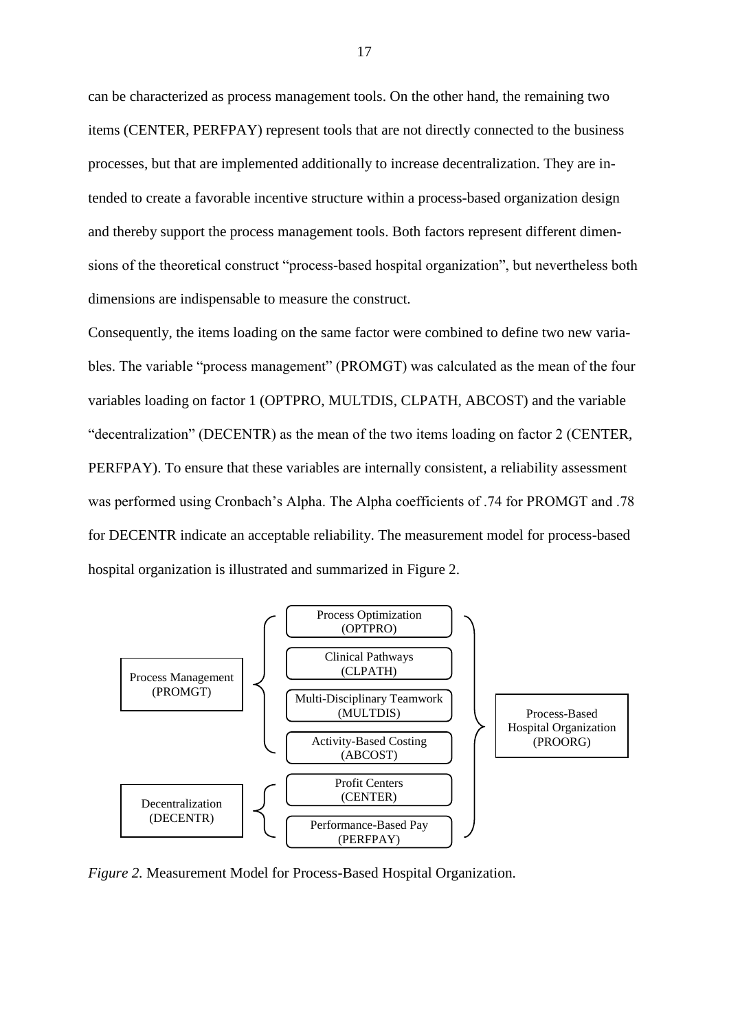can be characterized as process management tools. On the other hand, the remaining two items (CENTER, PERFPAY) represent tools that are not directly connected to the business processes, but that are implemented additionally to increase decentralization. They are intended to create a favorable incentive structure within a process-based organization design and thereby support the process management tools. Both factors represent different dimensions of the theoretical construct "process-based hospital organization", but nevertheless both dimensions are indispensable to measure the construct.

Consequently, the items loading on the same factor were combined to define two new variables. The variable "process management" (PROMGT) was calculated as the mean of the four variables loading on factor 1 (OPTPRO, MULTDIS, CLPATH, ABCOST) and the variable "decentralization" (DECENTR) as the mean of the two items loading on factor 2 (CENTER, PERFPAY). To ensure that these variables are internally consistent, a reliability assessment was performed using Cronbach's Alpha. The Alpha coefficients of .74 for PROMGT and .78 for DECENTR indicate an acceptable reliability. The measurement model for process-based hospital organization is illustrated and summarized in Figure 2.

Process Management (PROMGT)
- Process Optimization (OPTPRO)
- Clinical Pathways (CLPATH)
- Multi-Disciplinary Teamwork (MULTDIS)
- Activity-Based Costing (ABCOST)

Decentralization (DECENTR)
- Profit Centers (CENTER)
- Performance-Based Pay (PERFPAY)

Process-Based Hospital Organization (PROORG)

*Figure 2.* Measurement Model for Process-Based Hospital Organization.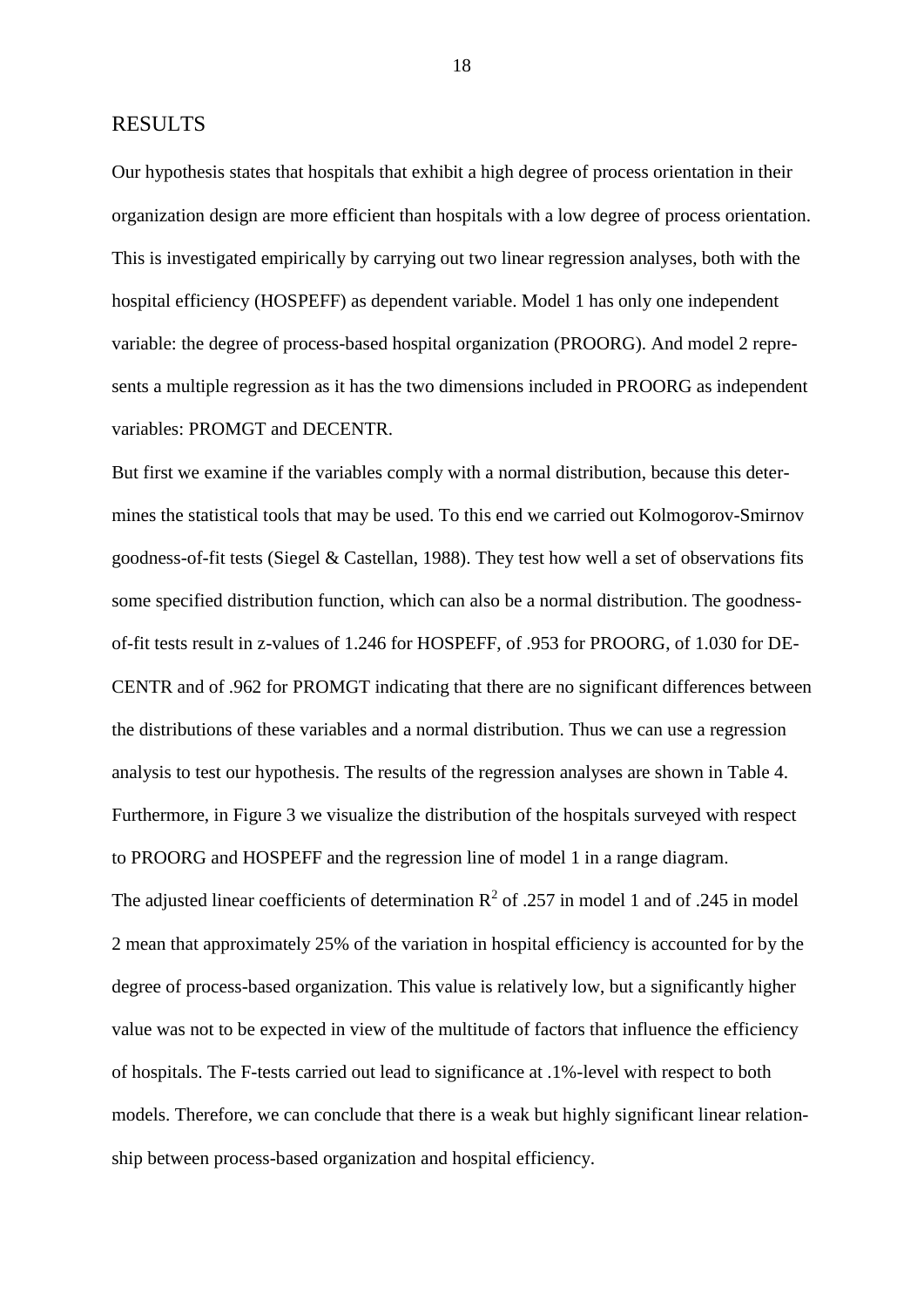## RESULTS

Our hypothesis states that hospitals that exhibit a high degree of process orientation in their organization design are more efficient than hospitals with a low degree of process orientation. This is investigated empirically by carrying out two linear regression analyses, both with the hospital efficiency (HOSPEFF) as dependent variable. Model 1 has only one independent variable: the degree of process-based hospital organization (PROORG). And model 2 represents a multiple regression as it has the two dimensions included in PROORG as independent variables: PROMGT and DECENTR.

But first we examine if the variables comply with a normal distribution, because this determines the statistical tools that may be used. To this end we carried out Kolmogorov-Smirnov goodness-of-fit tests (Siegel & Castellan, 1988). They test how well a set of observations fits some specified distribution function, which can also be a normal distribution. The goodness-of-fit tests result in z-values of 1.246 for HOSPEFF, of .953 for PROORG, of 1.030 for DECENTR and of .962 for PROMGT indicating that there are no significant differences between the distributions of these variables and a normal distribution. Thus we can use a regression analysis to test our hypothesis. The results of the regression analyses are shown in Table 4. Furthermore, in Figure 3 we visualize the distribution of the hospitals surveyed with respect to PROORG and HOSPEFF and the regression line of model 1 in a range diagram.

The adjusted linear coefficients of determination $R^2$ of .257 in model 1 and of .245 in model 2 mean that approximately 25% of the variation in hospital efficiency is accounted for by the degree of process-based organization. This value is relatively low, but a significantly higher value was not to be expected in view of the multitude of factors that influence the efficiency of hospitals. The F-tests carried out lead to significance at .1%-level with respect to both models. Therefore, we can conclude that there is a weak but highly significant linear relationship between process-based organization and hospital efficiency.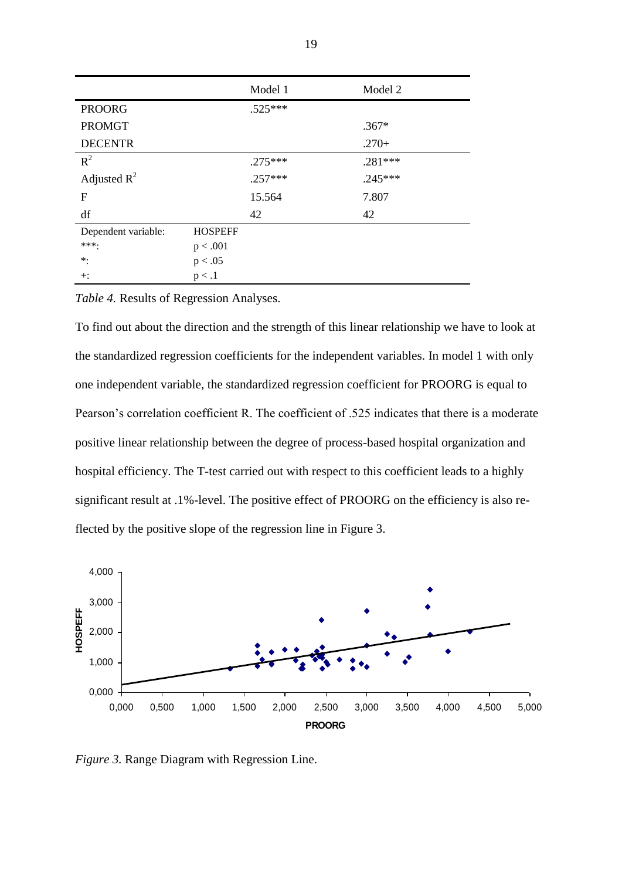| | | Model 1 | Model 2 |
|---|---|---|---|
| PROORG | | .525*** | |
| PROMGT | | | .367* |
| DECENTR | | | .270+ |
| $R^2$ | | .275*** | .281*** |
| Adjusted $R^2$ | | .257*** | .245*** |
| F | | 15.564 | 7.807 |
| df | | 42 | 42 |
| Dependent variable: | HOSPEFF | | |
| ***: | $p < .001$ | | |
| *: | $p < .05$ | | |
| +: | $p < .1$ | | |

*Table 4.* Results of Regression Analyses.

To find out about the direction and the strength of this linear relationship we have to look at the standardized regression coefficients for the independent variables. In model 1 with only one independent variable, the standardized regression coefficient for PROORG is equal to Pearson's correlation coefficient R. The coefficient of .525 indicates that there is a moderate positive linear relationship between the degree of process-based hospital organization and hospital efficiency. The T-test carried out with respect to this coefficient leads to a highly significant result at .1%-level. The positive effect of PROORG on the efficiency is also reflected by the positive slope of the regression line in Figure 3.

*Figure 3.* Range Diagram with Regression Line.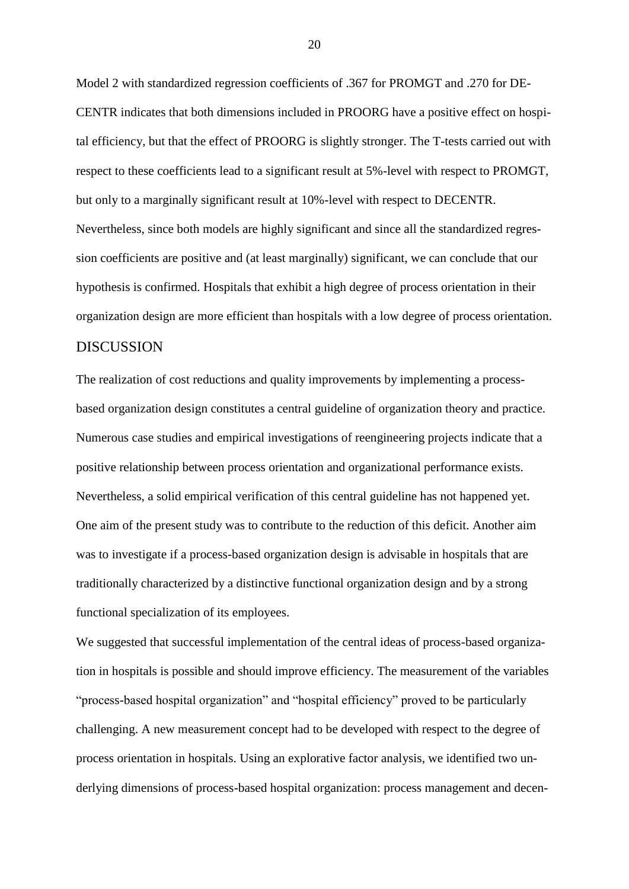Model 2 with standardized regression coefficients of .367 for PROMGT and .270 for DECENTR indicates that both dimensions included in PROORG have a positive effect on hospital efficiency, but that the effect of PROORG is slightly stronger. The T-tests carried out with respect to these coefficients lead to a significant result at 5%-level with respect to PROMGT, but only to a marginally significant result at 10%-level with respect to DECENTR. Nevertheless, since both models are highly significant and since all the standardized regression coefficients are positive and (at least marginally) significant, we can conclude that our hypothesis is confirmed. Hospitals that exhibit a high degree of process orientation in their organization design are more efficient than hospitals with a low degree of process orientation.

## DISCUSSION

The realization of cost reductions and quality improvements by implementing a process-based organization design constitutes a central guideline of organization theory and practice. Numerous case studies and empirical investigations of reengineering projects indicate that a positive relationship between process orientation and organizational performance exists. Nevertheless, a solid empirical verification of this central guideline has not happened yet. One aim of the present study was to contribute to the reduction of this deficit. Another aim was to investigate if a process-based organization design is advisable in hospitals that are traditionally characterized by a distinctive functional organization design and by a strong functional specialization of its employees.

We suggested that successful implementation of the central ideas of process-based organization in hospitals is possible and should improve efficiency. The measurement of the variables "process-based hospital organization" and "hospital efficiency" proved to be particularly challenging. A new measurement concept had to be developed with respect to the degree of process orientation in hospitals. Using an explorative factor analysis, we identified two underlying dimensions of process-based hospital organization: process management and decen-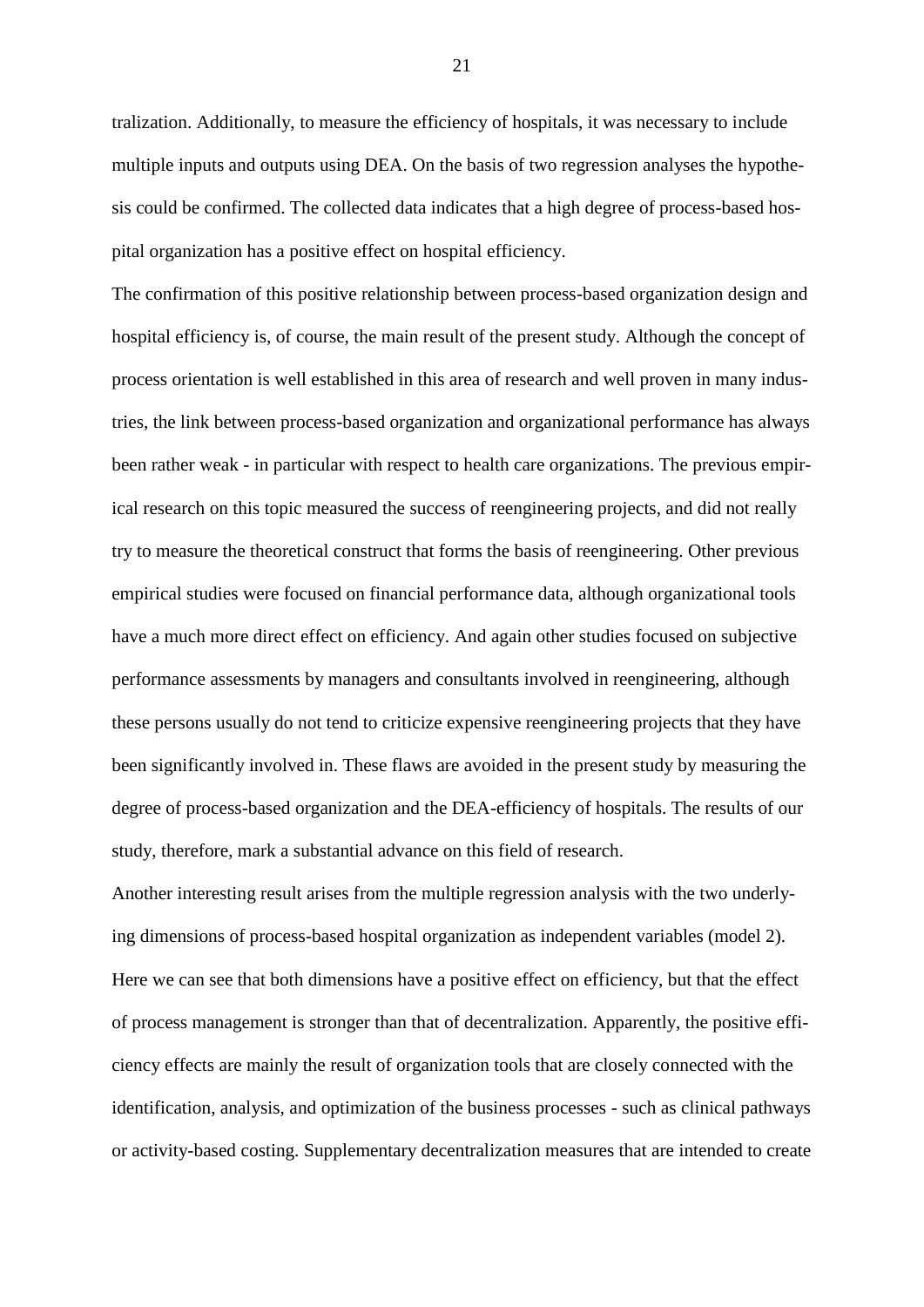tralization. Additionally, to measure the efficiency of hospitals, it was necessary to include multiple inputs and outputs using DEA. On the basis of two regression analyses the hypothesis could be confirmed. The collected data indicates that a high degree of process-based hospital organization has a positive effect on hospital efficiency.

The confirmation of this positive relationship between process-based organization design and hospital efficiency is, of course, the main result of the present study. Although the concept of process orientation is well established in this area of research and well proven in many industries, the link between process-based organization and organizational performance has always been rather weak - in particular with respect to health care organizations. The previous empirical research on this topic measured the success of reengineering projects, and did not really try to measure the theoretical construct that forms the basis of reengineering. Other previous empirical studies were focused on financial performance data, although organizational tools have a much more direct effect on efficiency. And again other studies focused on subjective performance assessments by managers and consultants involved in reengineering, although these persons usually do not tend to criticize expensive reengineering projects that they have been significantly involved in. These flaws are avoided in the present study by measuring the degree of process-based organization and the DEA-efficiency of hospitals. The results of our study, therefore, mark a substantial advance on this field of research.

Another interesting result arises from the multiple regression analysis with the two underlying dimensions of process-based hospital organization as independent variables (model 2). Here we can see that both dimensions have a positive effect on efficiency, but that the effect of process management is stronger than that of decentralization. Apparently, the positive efficiency effects are mainly the result of organization tools that are closely connected with the identification, analysis, and optimization of the business processes - such as clinical pathways or activity-based costing. Supplementary decentralization measures that are intended to create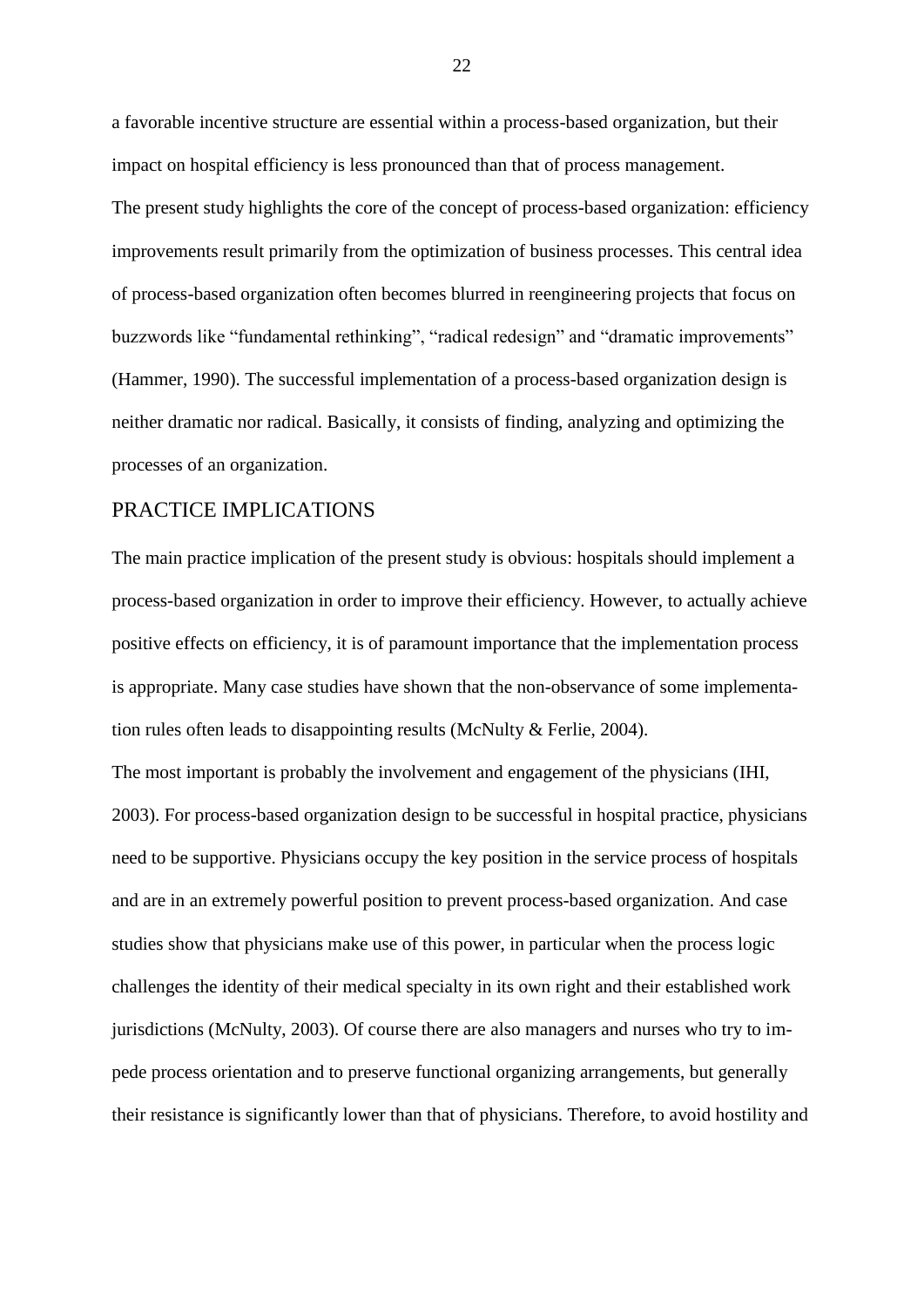a favorable incentive structure are essential within a process-based organization, but their impact on hospital efficiency is less pronounced than that of process management.

The present study highlights the core of the concept of process-based organization: efficiency improvements result primarily from the optimization of business processes. This central idea of process-based organization often becomes blurred in reengineering projects that focus on buzzwords like "fundamental rethinking", "radical redesign" and "dramatic improvements" (Hammer, 1990). The successful implementation of a process-based organization design is neither dramatic nor radical. Basically, it consists of finding, analyzing and optimizing the processes of an organization.

## PRACTICE IMPLICATIONS

The main practice implication of the present study is obvious: hospitals should implement a process-based organization in order to improve their efficiency. However, to actually achieve positive effects on efficiency, it is of paramount importance that the implementation process is appropriate. Many case studies have shown that the non-observance of some implementation rules often leads to disappointing results (McNulty & Ferlie, 2004).

The most important is probably the involvement and engagement of the physicians (IHI, 2003). For process-based organization design to be successful in hospital practice, physicians need to be supportive. Physicians occupy the key position in the service process of hospitals and are in an extremely powerful position to prevent process-based organization. And case studies show that physicians make use of this power, in particular when the process logic challenges the identity of their medical specialty in its own right and their established work jurisdictions (McNulty, 2003). Of course there are also managers and nurses who try to impede process orientation and to preserve functional organizing arrangements, but generally their resistance is significantly lower than that of physicians. Therefore, to avoid hostility and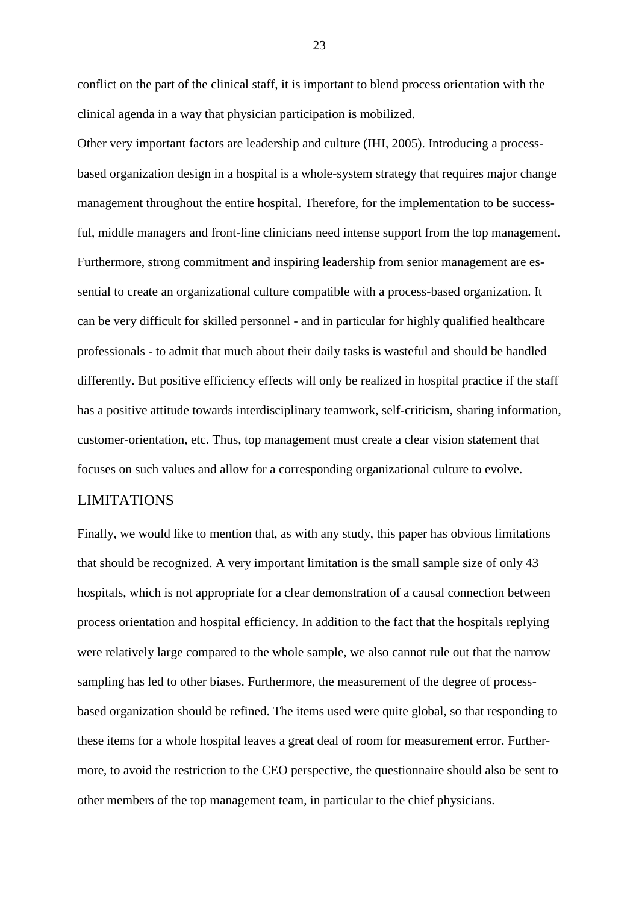conflict on the part of the clinical staff, it is important to blend process orientation with the clinical agenda in a way that physician participation is mobilized.

Other very important factors are leadership and culture (IHI, 2005). Introducing a process-based organization design in a hospital is a whole-system strategy that requires major change management throughout the entire hospital. Therefore, for the implementation to be successful, middle managers and front-line clinicians need intense support from the top management. Furthermore, strong commitment and inspiring leadership from senior management are essential to create an organizational culture compatible with a process-based organization. It can be very difficult for skilled personnel - and in particular for highly qualified healthcare professionals - to admit that much about their daily tasks is wasteful and should be handled differently. But positive efficiency effects will only be realized in hospital practice if the staff has a positive attitude towards interdisciplinary teamwork, self-criticism, sharing information, customer-orientation, etc. Thus, top management must create a clear vision statement that focuses on such values and allow for a corresponding organizational culture to evolve.

## LIMITATIONS

Finally, we would like to mention that, as with any study, this paper has obvious limitations that should be recognized. A very important limitation is the small sample size of only 43 hospitals, which is not appropriate for a clear demonstration of a causal connection between process orientation and hospital efficiency. In addition to the fact that the hospitals replying were relatively large compared to the whole sample, we also cannot rule out that the narrow sampling has led to other biases. Furthermore, the measurement of the degree of process-based organization should be refined. The items used were quite global, so that responding to these items for a whole hospital leaves a great deal of room for measurement error. Furthermore, to avoid the restriction to the CEO perspective, the questionnaire should also be sent to other members of the top management team, in particular to the chief physicians.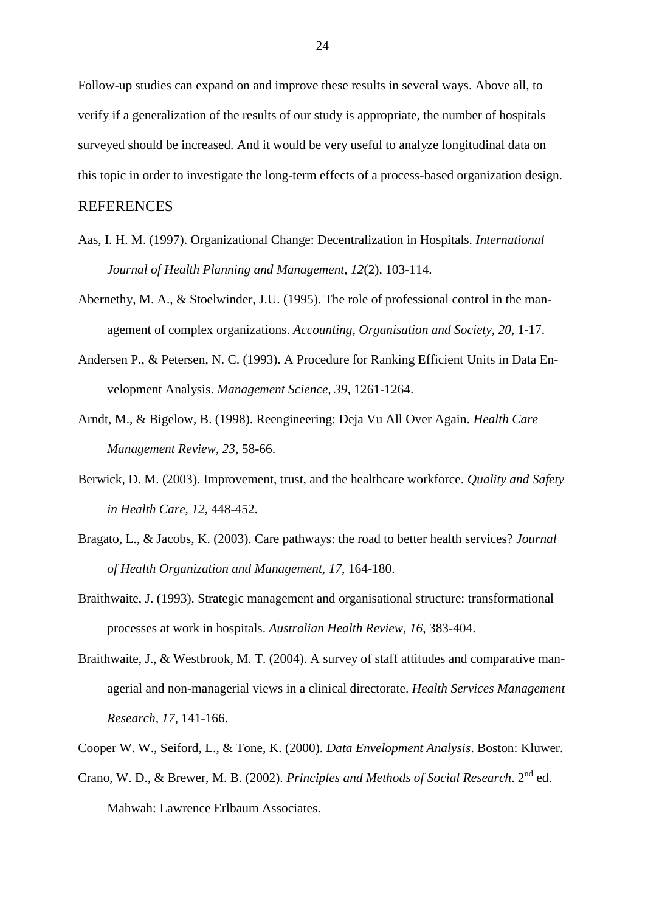Follow-up studies can expand on and improve these results in several ways. Above all, to verify if a generalization of the results of our study is appropriate, the number of hospitals surveyed should be increased. And it would be very useful to analyze longitudinal data on this topic in order to investigate the long-term effects of a process-based organization design.

## REFERENCES

Aas, I. H. M. (1997). Organizational Change: Decentralization in Hospitals. *International Journal of Health Planning and Management, 12*(2), 103-114.

Abernethy, M. A., & Stoelwinder, J.U. (1995). The role of professional control in the management of complex organizations. *Accounting, Organisation and Society, 20*, 1-17.

Andersen P., & Petersen, N. C. (1993). A Procedure for Ranking Efficient Units in Data Envelopment Analysis. *Management Science, 39*, 1261-1264.

Arndt, M., & Bigelow, B. (1998). Reengineering: Deja Vu All Over Again. *Health Care Management Review, 23*, 58-66.

Berwick, D. M. (2003). Improvement, trust, and the healthcare workforce. *Quality and Safety in Health Care, 12*, 448-452.

Bragato, L., & Jacobs, K. (2003). Care pathways: the road to better health services? *Journal of Health Organization and Management, 17*, 164-180.

Braithwaite, J. (1993). Strategic management and organisational structure: transformational processes at work in hospitals. *Australian Health Review, 16*, 383-404.

Braithwaite, J., & Westbrook, M. T. (2004). A survey of staff attitudes and comparative managerial and non-managerial views in a clinical directorate. *Health Services Management Research, 17*, 141-166.

Cooper W. W., Seiford, L., & Tone, K. (2000). *Data Envelopment Analysis*. Boston: Kluwer.

Crano, W. D., & Brewer, M. B. (2002). *Principles and Methods of Social Research*. 2nd ed. Mahwah: Lawrence Erlbaum Associates.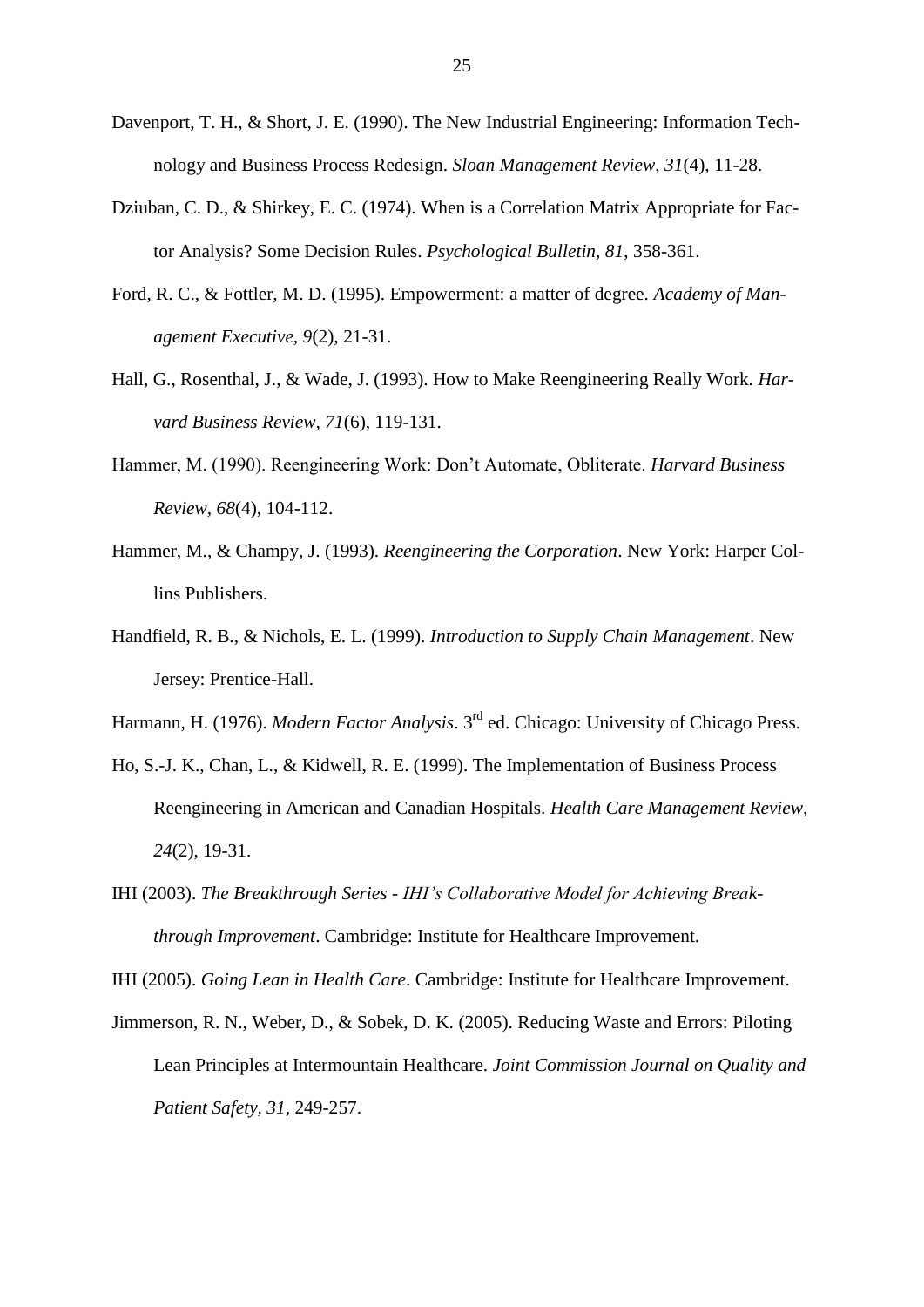Davenport, T. H., & Short, J. E. (1990). The New Industrial Engineering: Information Technology and Business Process Redesign. *Sloan Management Review, 31*(4), 11-28.

Dziuban, C. D., & Shirkey, E. C. (1974). When is a Correlation Matrix Appropriate for Factor Analysis? Some Decision Rules. *Psychological Bulletin, 81*, 358-361.

Ford, R. C., & Fottler, M. D. (1995). Empowerment: a matter of degree. *Academy of Management Executive, 9*(2), 21-31.

Hall, G., Rosenthal, J., & Wade, J. (1993). How to Make Reengineering Really Work. *Harvard Business Review, 71*(6), 119-131.

Hammer, M. (1990). Reengineering Work: Don't Automate, Obliterate. *Harvard Business Review, 68*(4), 104-112.

Hammer, M., & Champy, J. (1993). *Reengineering the Corporation*. New York: Harper Collins Publishers.

Handfield, R. B., & Nichols, E. L. (1999). *Introduction to Supply Chain Management*. New Jersey: Prentice-Hall.

Harmann, H. (1976). *Modern Factor Analysis*. 3rd ed. Chicago: University of Chicago Press.

Ho, S.-J. K., Chan, L., & Kidwell, R. E. (1999). The Implementation of Business Process Reengineering in American and Canadian Hospitals. *Health Care Management Review, 24*(2), 19-31.

IHI (2003). *The Breakthrough Series - IHI's Collaborative Model for Achieving Breakthrough Improvement*. Cambridge: Institute for Healthcare Improvement.

IHI (2005). *Going Lean in Health Care*. Cambridge: Institute for Healthcare Improvement.

Jimmerson, R. N., Weber, D., & Sobek, D. K. (2005). Reducing Waste and Errors: Piloting Lean Principles at Intermountain Healthcare. *Joint Commission Journal on Quality and Patient Safety, 31*, 249-257.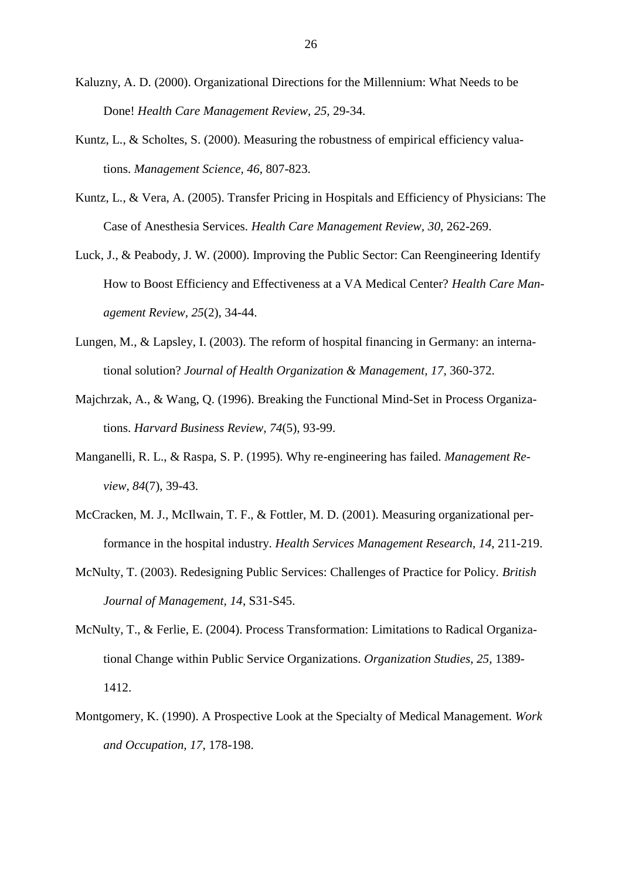Kaluzny, A. D. (2000). Organizational Directions for the Millennium: What Needs to be Done! *Health Care Management Review, 25*, 29-34.

Kuntz, L., & Scholtes, S. (2000). Measuring the robustness of empirical efficiency valuations. *Management Science, 46*, 807-823.

Kuntz, L., & Vera, A. (2005). Transfer Pricing in Hospitals and Efficiency of Physicians: The Case of Anesthesia Services. *Health Care Management Review, 30*, 262-269.

Luck, J., & Peabody, J. W. (2000). Improving the Public Sector: Can Reengineering Identify How to Boost Efficiency and Effectiveness at a VA Medical Center? *Health Care Management Review, 25*(2), 34-44.

Lungen, M., & Lapsley, I. (2003). The reform of hospital financing in Germany: an international solution? *Journal of Health Organization & Management, 17*, 360-372.

Majchrzak, A., & Wang, Q. (1996). Breaking the Functional Mind-Set in Process Organizations. *Harvard Business Review, 74*(5), 93-99.

Manganelli, R. L., & Raspa, S. P. (1995). Why re-engineering has failed. *Management Review, 84*(7), 39-43.

McCracken, M. J., McIlwain, T. F., & Fottler, M. D. (2001). Measuring organizational performance in the hospital industry. *Health Services Management Research, 14*, 211-219.

McNulty, T. (2003). Redesigning Public Services: Challenges of Practice for Policy. *British Journal of Management, 14*, S31-S45.

McNulty, T., & Ferlie, E. (2004). Process Transformation: Limitations to Radical Organizational Change within Public Service Organizations. *Organization Studies, 25*, 1389-1412.

Montgomery, K. (1990). A Prospective Look at the Specialty of Medical Management. *Work and Occupation, 17*, 178-198.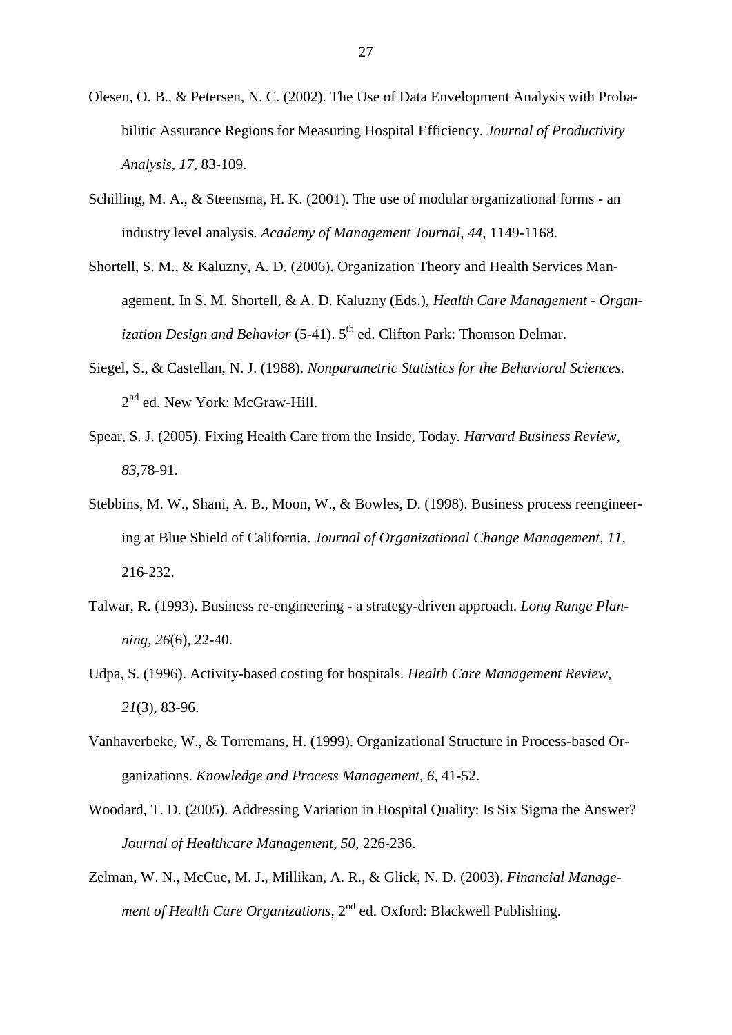Olesen, O. B., & Petersen, N. C. (2002). The Use of Data Envelopment Analysis with Probabilitic Assurance Regions for Measuring Hospital Efficiency. *Journal of Productivity Analysis, 17*, 83-109.

Schilling, M. A., & Steensma, H. K. (2001). The use of modular organizational forms - an industry level analysis. *Academy of Management Journal, 44*, 1149-1168.

Shortell, S. M., & Kaluzny, A. D. (2006). Organization Theory and Health Services Management. In S. M. Shortell, & A. D. Kaluzny (Eds.), *Health Care Management - Organization Design and Behavior* (5-41). 5th ed. Clifton Park: Thomson Delmar.

Siegel, S., & Castellan, N. J. (1988). *Nonparametric Statistics for the Behavioral Sciences*. 2nd ed. New York: McGraw-Hill.

Spear, S. J. (2005). Fixing Health Care from the Inside, Today. *Harvard Business Review, 83*,78-91.

Stebbins, M. W., Shani, A. B., Moon, W., & Bowles, D. (1998). Business process reengineering at Blue Shield of California. *Journal of Organizational Change Management, 11*, 216-232.

Talwar, R. (1993). Business re-engineering - a strategy-driven approach. *Long Range Planning, 26*(6), 22-40.

Udpa, S. (1996). Activity-based costing for hospitals. *Health Care Management Review, 21*(3), 83-96.

Vanhaverbeke, W., & Torremans, H. (1999). Organizational Structure in Process-based Organizations. *Knowledge and Process Management, 6*, 41-52.

Woodard, T. D. (2005). Addressing Variation in Hospital Quality: Is Six Sigma the Answer? *Journal of Healthcare Management, 50*, 226-236.

Zelman, W. N., McCue, M. J., Millikan, A. R., & Glick, N. D. (2003). *Financial Management of Health Care Organizations*, 2nd ed. Oxford: Blackwell Publishing.